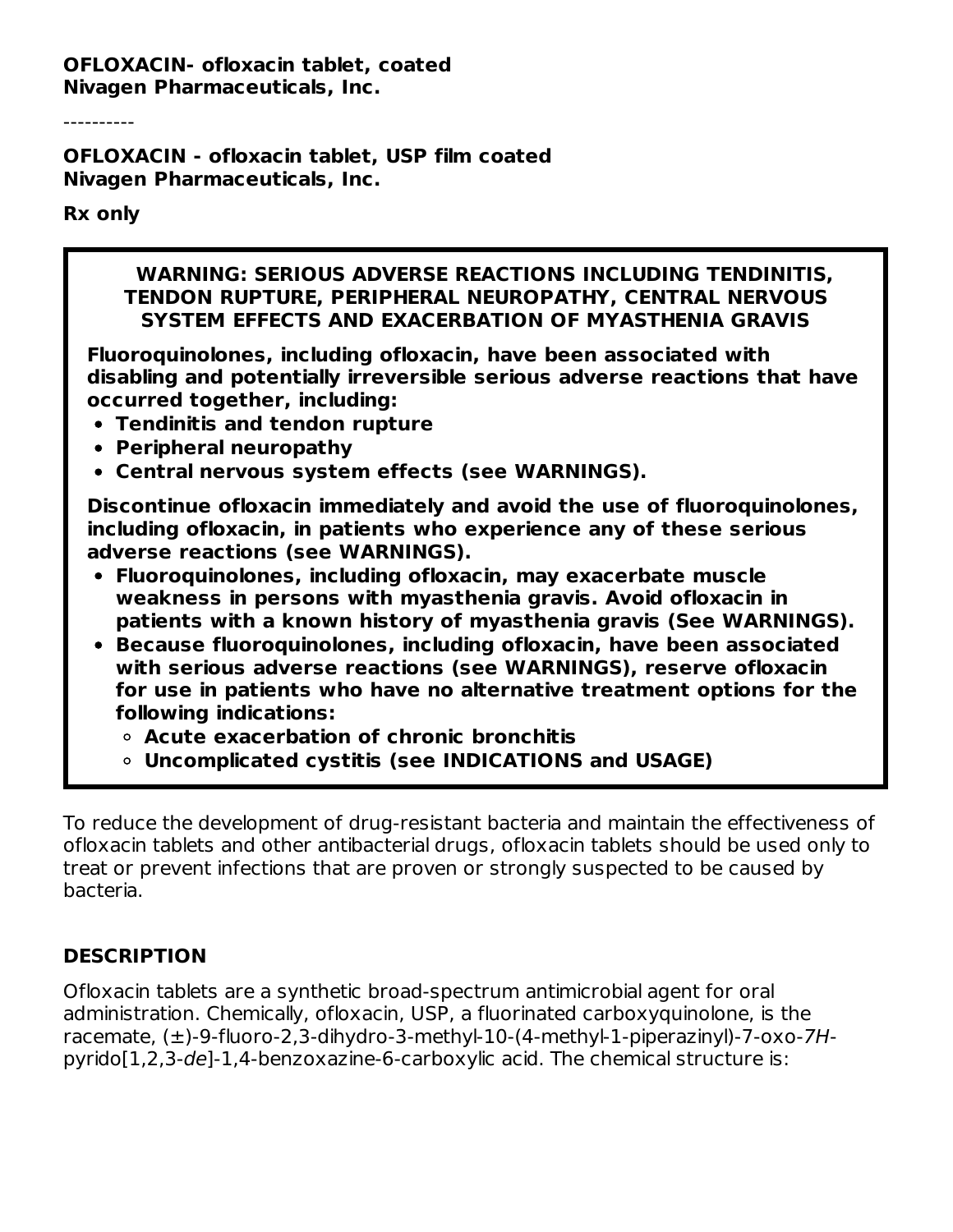**OFLOXACIN- ofloxacin tablet, coated**
**Nivagen Pharmaceuticals, Inc.**

----------

**OFLOXACIN - ofloxacin tablet, USP film coated**
**Nivagen Pharmaceuticals, Inc.**

**Rx only**

**WARNING: SERIOUS ADVERSE REACTIONS INCLUDING TENDINITIS, TENDON RUPTURE, PERIPHERAL NEUROPATHY, CENTRAL NERVOUS SYSTEM EFFECTS AND EXACERBATION OF MYASTHENIA GRAVIS**

**Fluoroquinolones, including ofloxacin, have been associated with disabling and potentially irreversible serious adverse reactions that have occurred together, including:**

- **Tendinitis and tendon rupture**
- **Peripheral neuropathy**
- **Central nervous system effects (see WARNINGS).**

**Discontinue ofloxacin immediately and avoid the use of fluoroquinolones, including ofloxacin, in patients who experience any of these serious adverse reactions (see WARNINGS).**

- **Fluoroquinolones, including ofloxacin, may exacerbate muscle weakness in persons with myasthenia gravis. Avoid ofloxacin in patients with a known history of myasthenia gravis (See WARNINGS).**
- **Because fluoroquinolones, including ofloxacin, have been associated with serious adverse reactions (see WARNINGS), reserve ofloxacin for use in patients who have no alternative treatment options for the following indications:**
    - **Acute exacerbation of chronic bronchitis**
    - **Uncomplicated cystitis (see INDICATIONS and USAGE)**

To reduce the development of drug-resistant bacteria and maintain the effectiveness of ofloxacin tablets and other antibacterial drugs, ofloxacin tablets should be used only to treat or prevent infections that are proven or strongly suspected to be caused by bacteria.

## DESCRIPTION

Ofloxacin tablets are a synthetic broad-spectrum antimicrobial agent for oral administration. Chemically, ofloxacin, USP, a fluorinated carboxyquinolone, is the racemate, (±)-9-fluoro-2,3-dihydro-3-methyl-10-(4-methyl-1-piperazinyl)-7-oxo-*7H*-pyrido[1,2,3-*de*]-1,4-benzoxazine-6-carboxylic acid. The chemical structure is: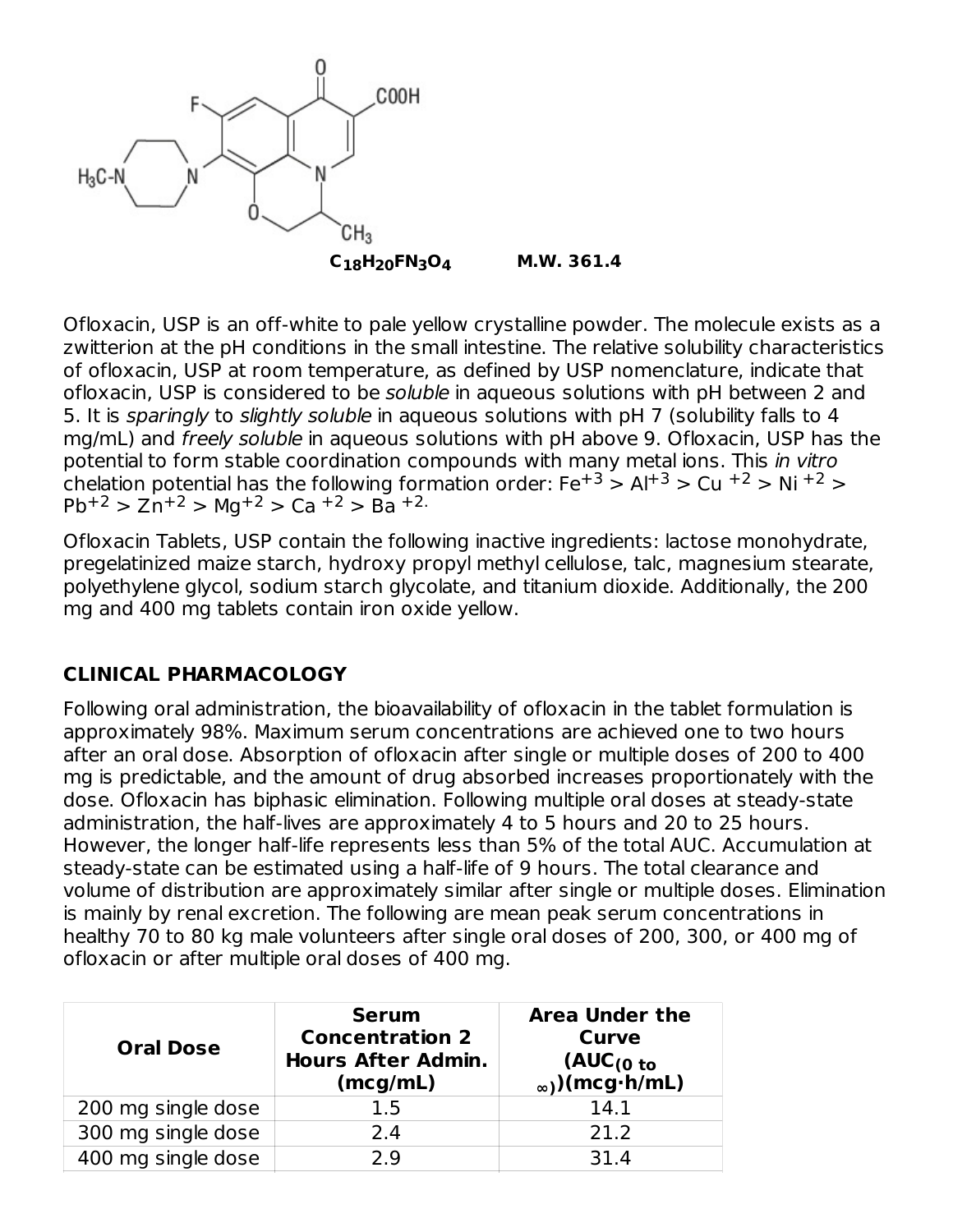$C_{18}H_{20}FN_3O_4$ **M.W. 361.4**

Ofloxacin, USP is an off-white to pale yellow crystalline powder. The molecule exists as a zwitterion at the pH conditions in the small intestine. The relative solubility characteristics of ofloxacin, USP at room temperature, as defined by USP nomenclature, indicate that ofloxacin, USP is considered to be *soluble* in aqueous solutions with pH between 2 and 5. It is *sparingly* to *slightly soluble* in aqueous solutions with pH 7 (solubility falls to 4 mg/mL) and *freely soluble* in aqueous solutions with pH above 9. Ofloxacin, USP has the potential to form stable coordination compounds with many metal ions. This *in vitro* chelation potential has the following formation order: $Fe^{+3}$ > $Al^{+3}$ > $Cu^{+2}$ > $Ni^{+2}$ > $Pb^{+2}$ > $Zn^{+2}$ > $Mg^{+2}$ > $Ca^{+2}$ > $Ba^{+2}$.

Ofloxacin Tablets, USP contain the following inactive ingredients: lactose monohydrate, pregelatinized maize starch, hydroxy propyl methyl cellulose, talc, magnesium stearate, polyethylene glycol, sodium starch glycolate, and titanium dioxide. Additionally, the 200 mg and 400 mg tablets contain iron oxide yellow.

## CLINICAL PHARMACOLOGY

Following oral administration, the bioavailability of ofloxacin in the tablet formulation is approximately 98%. Maximum serum concentrations are achieved one to two hours after an oral dose. Absorption of ofloxacin after single or multiple doses of 200 to 400 mg is predictable, and the amount of drug absorbed increases proportionately with the dose. Ofloxacin has biphasic elimination. Following multiple oral doses at steady-state administration, the half-lives are approximately 4 to 5 hours and 20 to 25 hours. However, the longer half-life represents less than 5% of the total AUC. Accumulation at steady-state can be estimated using a half-life of 9 hours. The total clearance and volume of distribution are approximately similar after single or multiple doses. Elimination is mainly by renal excretion. The following are mean peak serum concentrations in healthy 70 to 80 kg male volunteers after single oral doses of 200, 300, or 400 mg of ofloxacin or after multiple oral doses of 400 mg.

| Oral Dose | Serum Concentration 2 Hours After Admin. (mcg/mL) | Area Under the Curve ($AUC_{(0\ to\ \infty)}$)(mcg·h/mL) |
|---|---|---|
| 200 mg single dose | 1.5 | 14.1 |
| 300 mg single dose | 2.4 | 21.2 |
| 400 mg single dose | 2.9 | 31.4 |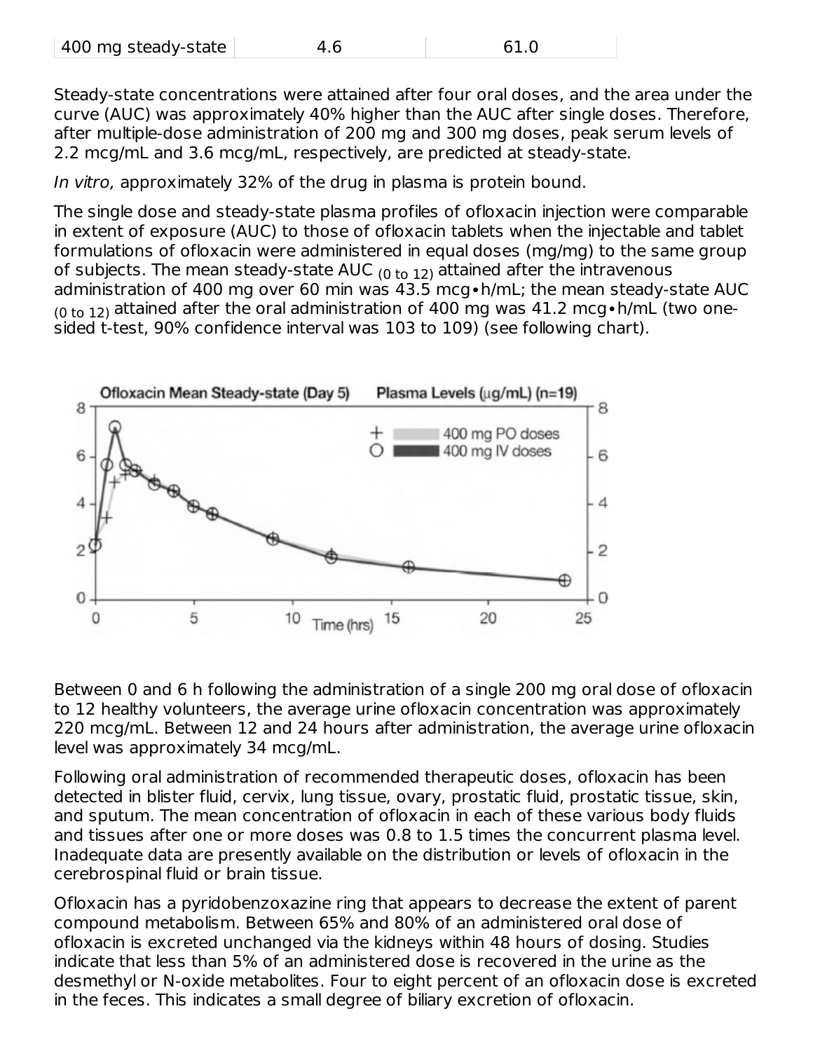| 400 mg steady-state | 4.6 | 61.0 |
|---|---|---|

Steady-state concentrations were attained after four oral doses, and the area under the curve (AUC) was approximately 40% higher than the AUC after single doses. Therefore, after multiple-dose administration of 200 mg and 300 mg doses, peak serum levels of 2.2 mcg/mL and 3.6 mcg/mL, respectively, are predicted at steady-state.

*In vitro,* approximately 32% of the drug in plasma is protein bound.

The single dose and steady-state plasma profiles of ofloxacin injection were comparable in extent of exposure (AUC) to those of ofloxacin tablets when the injectable and tablet formulations of ofloxacin were administered in equal doses (mg/mg) to the same group of subjects. The mean steady-state AUC $_{(0 \text{ to } 12)}$ attained after the intravenous administration of 400 mg over 60 min was 43.5 mcg•h/mL; the mean steady-state AUC $_{(0 \text{ to } 12)}$ attained after the oral administration of 400 mg was 41.2 mcg•h/mL (two one-sided t-test, 90% confidence interval was 103 to 109) (see following chart).

Between 0 and 6 h following the administration of a single 200 mg oral dose of ofloxacin to 12 healthy volunteers, the average urine ofloxacin concentration was approximately 220 mcg/mL. Between 12 and 24 hours after administration, the average urine ofloxacin level was approximately 34 mcg/mL.

Following oral administration of recommended therapeutic doses, ofloxacin has been detected in blister fluid, cervix, lung tissue, ovary, prostatic fluid, prostatic tissue, skin, and sputum. The mean concentration of ofloxacin in each of these various body fluids and tissues after one or more doses was 0.8 to 1.5 times the concurrent plasma level. Inadequate data are presently available on the distribution or levels of ofloxacin in the cerebrospinal fluid or brain tissue.

Ofloxacin has a pyridobenzoxazine ring that appears to decrease the extent of parent compound metabolism. Between 65% and 80% of an administered oral dose of ofloxacin is excreted unchanged via the kidneys within 48 hours of dosing. Studies indicate that less than 5% of an administered dose is recovered in the urine as the desmethyl or N-oxide metabolites. Four to eight percent of an ofloxacin dose is excreted in the feces. This indicates a small degree of biliary excretion of ofloxacin.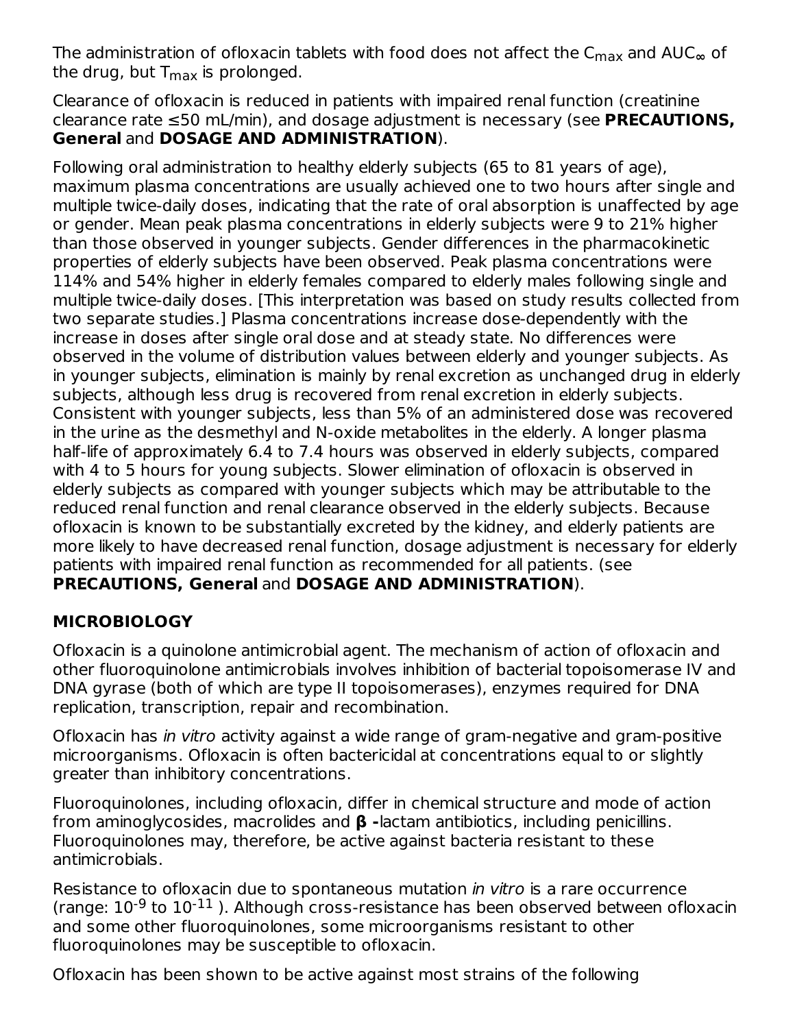The administration of ofloxacin tablets with food does not affect the $C_{max}$ and $AUC_{\infty}$ of the drug, but $T_{max}$ is prolonged.

Clearance of ofloxacin is reduced in patients with impaired renal function (creatinine clearance rate ≤50 mL/min), and dosage adjustment is necessary (see **PRECAUTIONS, General** and **DOSAGE AND ADMINISTRATION**).

Following oral administration to healthy elderly subjects (65 to 81 years of age), maximum plasma concentrations are usually achieved one to two hours after single and multiple twice-daily doses, indicating that the rate of oral absorption is unaffected by age or gender. Mean peak plasma concentrations in elderly subjects were 9 to 21% higher than those observed in younger subjects. Gender differences in the pharmacokinetic properties of elderly subjects have been observed. Peak plasma concentrations were 114% and 54% higher in elderly females compared to elderly males following single and multiple twice-daily doses. [This interpretation was based on study results collected from two separate studies.] Plasma concentrations increase dose-dependently with the increase in doses after single oral dose and at steady state. No differences were observed in the volume of distribution values between elderly and younger subjects. As in younger subjects, elimination is mainly by renal excretion as unchanged drug in elderly subjects, although less drug is recovered from renal excretion in elderly subjects. Consistent with younger subjects, less than 5% of an administered dose was recovered in the urine as the desmethyl and N-oxide metabolites in the elderly. A longer plasma half-life of approximately 6.4 to 7.4 hours was observed in elderly subjects, compared with 4 to 5 hours for young subjects. Slower elimination of ofloxacin is observed in elderly subjects as compared with younger subjects which may be attributable to the reduced renal function and renal clearance observed in the elderly subjects. Because ofloxacin is known to be substantially excreted by the kidney, and elderly patients are more likely to have decreased renal function, dosage adjustment is necessary for elderly patients with impaired renal function as recommended for all patients. (see **PRECAUTIONS, General** and **DOSAGE AND ADMINISTRATION**).

## MICROBIOLOGY

Ofloxacin is a quinolone antimicrobial agent. The mechanism of action of ofloxacin and other fluoroquinolone antimicrobials involves inhibition of bacterial topoisomerase IV and DNA gyrase (both of which are type II topoisomerases), enzymes required for DNA replication, transcription, repair and recombination.

Ofloxacin has *in vitro* activity against a wide range of gram-negative and gram-positive microorganisms. Ofloxacin is often bactericidal at concentrations equal to or slightly greater than inhibitory concentrations.

Fluoroquinolones, including ofloxacin, differ in chemical structure and mode of action from aminoglycosides, macrolides and **β -**lactam antibiotics, including penicillins. Fluoroquinolones may, therefore, be active against bacteria resistant to these antimicrobials.

Resistance to ofloxacin due to spontaneous mutation *in vitro* is a rare occurrence (range: $10^{-9}$ to $10^{-11}$ ). Although cross-resistance has been observed between ofloxacin and some other fluoroquinolones, some microorganisms resistant to other fluoroquinolones may be susceptible to ofloxacin.

Ofloxacin has been shown to be active against most strains of the following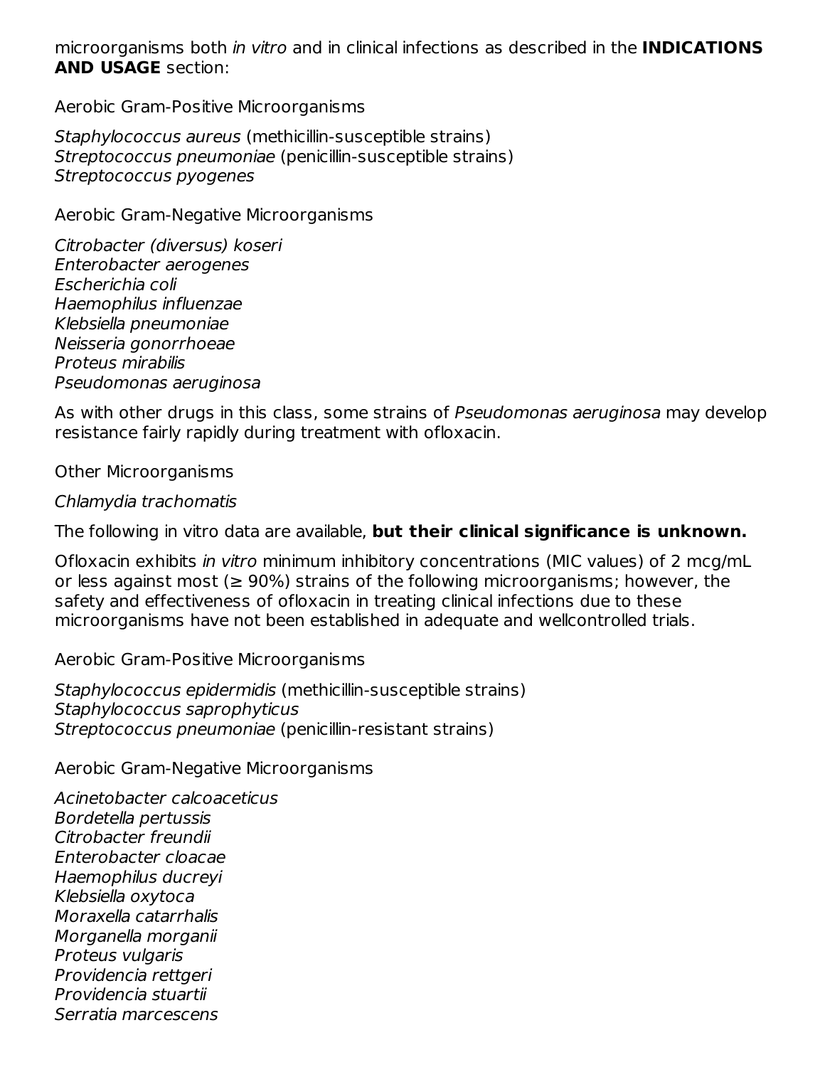microorganisms both *in vitro* and in clinical infections as described in the **INDICATIONS AND USAGE** section:

Aerobic Gram-Positive Microorganisms

*Staphylococcus aureus* (methicillin-susceptible strains)
*Streptococcus pneumoniae* (penicillin-susceptible strains)
*Streptococcus pyogenes*

Aerobic Gram-Negative Microorganisms

*Citrobacter (diversus) koseri*
*Enterobacter aerogenes*
*Escherichia coli*
*Haemophilus influenzae*
*Klebsiella pneumoniae*
*Neisseria gonorrhoeae*
*Proteus mirabilis*
*Pseudomonas aeruginosa*

As with other drugs in this class, some strains of *Pseudomonas aeruginosa* may develop resistance fairly rapidly during treatment with ofloxacin.

Other Microorganisms

*Chlamydia trachomatis*

The following in vitro data are available, **but their clinical significance is unknown.**

Ofloxacin exhibits *in vitro* minimum inhibitory concentrations (MIC values) of 2 mcg/mL or less against most (≥ 90%) strains of the following microorganisms; however, the safety and effectiveness of ofloxacin in treating clinical infections due to these microorganisms have not been established in adequate and wellcontrolled trials.

Aerobic Gram-Positive Microorganisms

*Staphylococcus epidermidis* (methicillin-susceptible strains)
*Staphylococcus saprophyticus*
*Streptococcus pneumoniae* (penicillin-resistant strains)

Aerobic Gram-Negative Microorganisms

*Acinetobacter calcoaceticus*
*Bordetella pertussis*
*Citrobacter freundii*
*Enterobacter cloacae*
*Haemophilus ducreyi*
*Klebsiella oxytoca*
*Moraxella catarrhalis*
*Morganella morganii*
*Proteus vulgaris*
*Providencia rettgeri*
*Providencia stuartii*
*Serratia marcescens*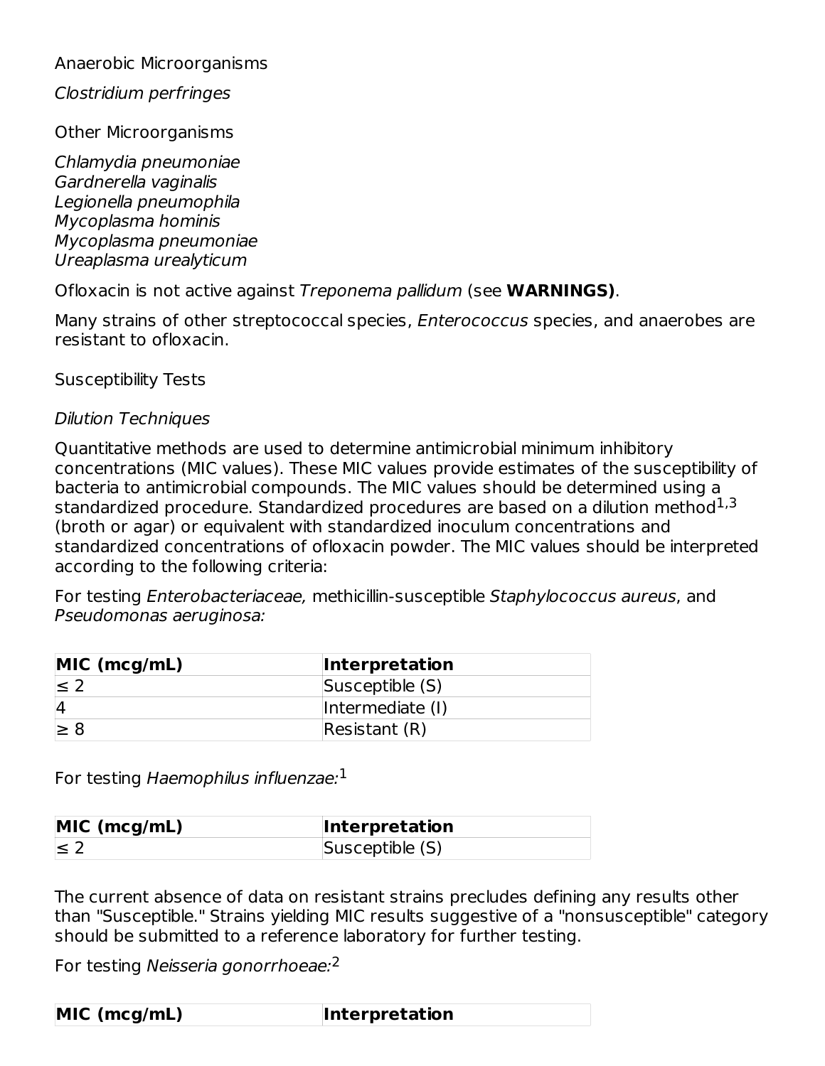Anaerobic Microorganisms

*Clostridium perfringes*

Other Microorganisms

*Chlamydia pneumoniae*
*Gardnerella vaginalis*
*Legionella pneumophila*
*Mycoplasma hominis*
*Mycoplasma pneumoniae*
*Ureaplasma urealyticum*

Ofloxacin is not active against *Treponema pallidum* (see **WARNINGS)**.

Many strains of other streptococcal species, *Enterococcus* species, and anaerobes are resistant to ofloxacin.

Susceptibility Tests

*Dilution Techniques*

Quantitative methods are used to determine antimicrobial minimum inhibitory concentrations (MIC values). These MIC values provide estimates of the susceptibility of bacteria to antimicrobial compounds. The MIC values should be determined using a standardized procedure. Standardized procedures are based on a dilution method[1,3] (broth or agar) or equivalent with standardized inoculum concentrations and standardized concentrations of ofloxacin powder. The MIC values should be interpreted according to the following criteria:

For testing *Enterobacteriaceae,* methicillin-susceptible *Staphylococcus aureus*, and *Pseudomonas aeruginosa:*

| **MIC (mcg/mL)** | **Interpretation** |
|---|---|
| ≤ 2 | Susceptible (S) |
| 4 | Intermediate (I) |
| ≥ 8 | Resistant (R) |

For testing *Haemophilus influenzae:*[1]

| **MIC (mcg/mL)** | **Interpretation** |
|---|---|
| ≤ 2 | Susceptible (S) |

The current absence of data on resistant strains precludes defining any results other than "Susceptible." Strains yielding MIC results suggestive of a "nonsusceptible" category should be submitted to a reference laboratory for further testing.

For testing *Neisseria gonorrhoeae:*[2]

| **MIC (mcg/mL)** | **Interpretation** |
|---|---|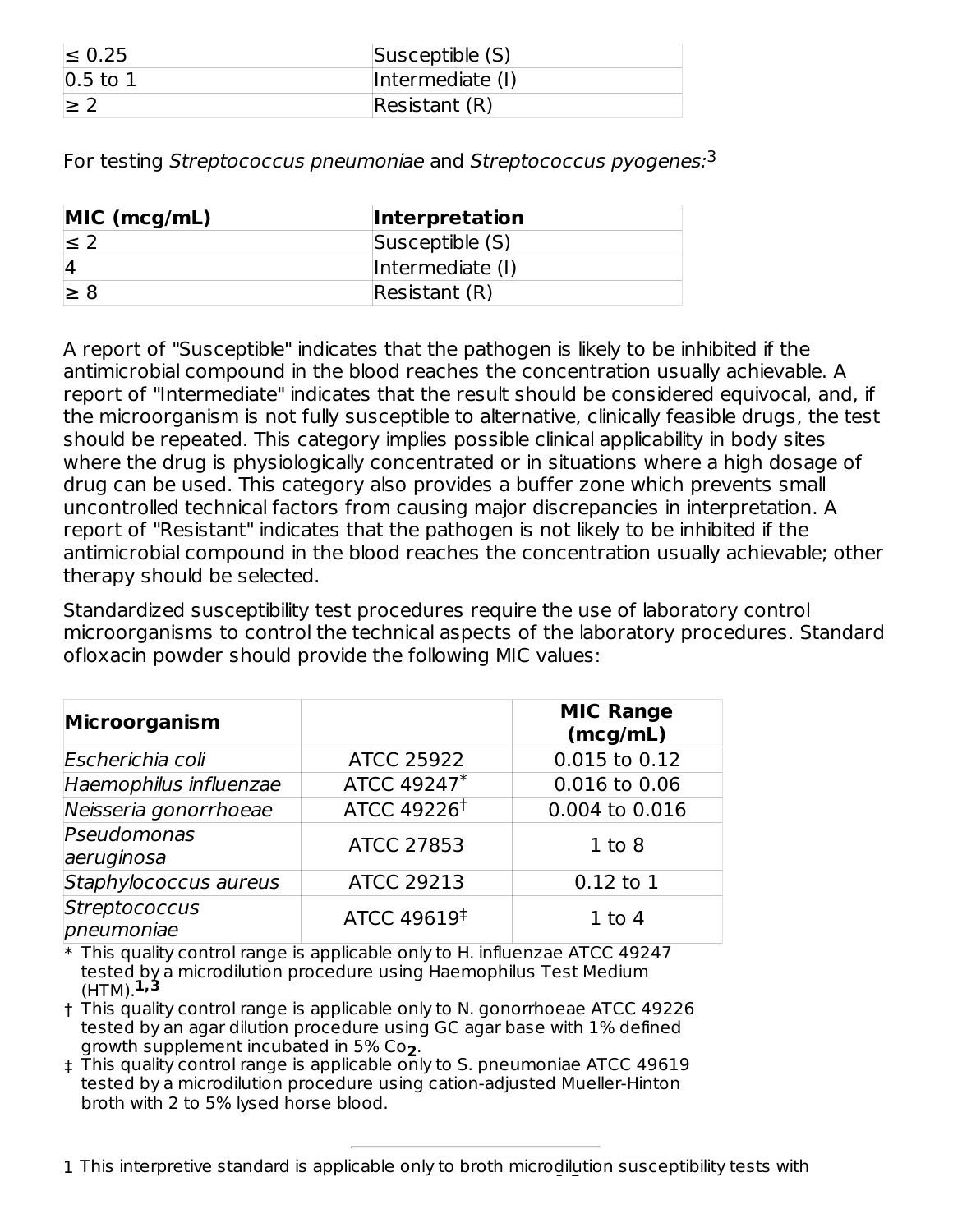| | |
|---|---|
| ≤ 0.25 | Susceptible (S) |
| 0.5 to 1 | Intermediate (I) |
| ≥ 2 | Resistant (R) |

For testing *Streptococcus pneumoniae* and *Streptococcus pyogenes:*[3]

| MIC (mcg/mL) | Interpretation |
|---|---|
| ≤ 2 | Susceptible (S) |
| 4 | Intermediate (I) |
| ≥ 8 | Resistant (R) |

A report of "Susceptible" indicates that the pathogen is likely to be inhibited if the antimicrobial compound in the blood reaches the concentration usually achievable. A report of "Intermediate" indicates that the result should be considered equivocal, and, if the microorganism is not fully susceptible to alternative, clinically feasible drugs, the test should be repeated. This category implies possible clinical applicability in body sites where the drug is physiologically concentrated or in situations where a high dosage of drug can be used. This category also provides a buffer zone which prevents small uncontrolled technical factors from causing major discrepancies in interpretation. A report of "Resistant" indicates that the pathogen is not likely to be inhibited if the antimicrobial compound in the blood reaches the concentration usually achievable; other therapy should be selected.

Standardized susceptibility test procedures require the use of laboratory control microorganisms to control the technical aspects of the laboratory procedures. Standard ofloxacin powder should provide the following MIC values:

| Microorganism | | MIC Range (mcg/mL) |
|---|---|---|
| *Escherichia coli* | ATCC 25922 | 0.015 to 0.12 |
| *Haemophilus influenzae* | ATCC 49247* | 0.016 to 0.06 |
| *Neisseria gonorrhoeae* | ATCC 49226† | 0.004 to 0.016 |
| *Pseudomonas aeruginosa* | ATCC 27853 | 1 to 8 |
| *Staphylococcus aureus* | ATCC 29213 | 0.12 to 1 |
| *Streptococcus pneumoniae* | ATCC 49619‡ | 1 to 4 |

\* This quality control range is applicable only to H. influenzae ATCC 49247 tested by a microdilution procedure using Haemophilus Test Medium (HTM).[1,3]

† This quality control range is applicable only to N. gonorrhoeae ATCC 49226 tested by an agar dilution procedure using GC agar base with 1% defined growth supplement incubated in 5% $CO_2$.

‡ This quality control range is applicable only to S. pneumoniae ATCC 49619 tested by a microdilution procedure using cation-adjusted Mueller-Hinton broth with 2 to 5% lysed horse blood.

1 This interpretive standard is applicable only to broth microdilution susceptibility tests with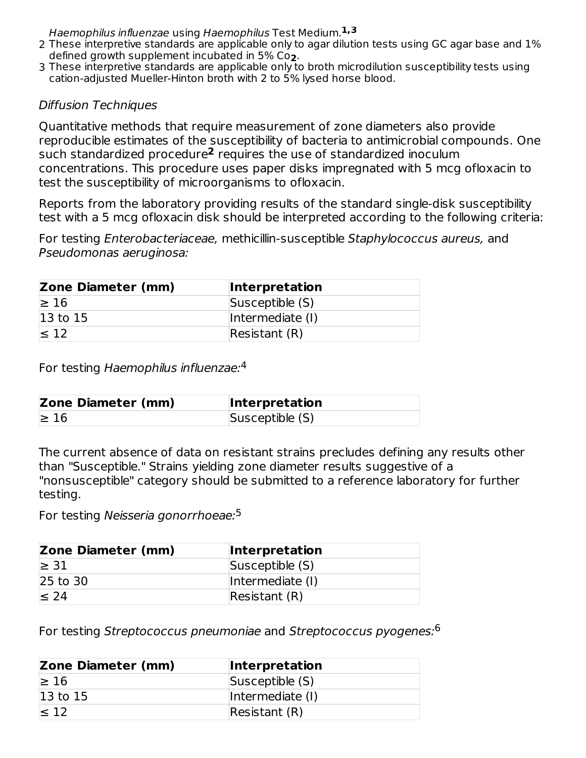*Haemophilus influenzae* using *Haemophilus* Test Medium.[1,3]

2 These interpretive standards are applicable only to agar dilution tests using GC agar base and 1% defined growth supplement incubated in 5% $CO_2$.

3 These interpretive standards are applicable only to broth microdilution susceptibility tests using cation-adjusted Mueller-Hinton broth with 2 to 5% lysed horse blood.

*Diffusion Techniques*

Quantitative methods that require measurement of zone diameters also provide reproducible estimates of the susceptibility of bacteria to antimicrobial compounds. One such standardized procedure[2] requires the use of standardized inoculum concentrations. This procedure uses paper disks impregnated with 5 mcg ofloxacin to test the susceptibility of microorganisms to ofloxacin.

Reports from the laboratory providing results of the standard single-disk susceptibility test with a 5 mcg ofloxacin disk should be interpreted according to the following criteria:

For testing *Enterobacteriaceae,* methicillin-susceptible *Staphylococcus aureus,* and *Pseudomonas aeruginosa:*

| **Zone Diameter (mm)** | **Interpretation** |
|---|---|
| ≥ 16 | Susceptible (S) |
| 13 to 15 | Intermediate (I) |
| ≤ 12 | Resistant (R) |

For testing *Haemophilus influenzae:*[4]

| **Zone Diameter (mm)** | **Interpretation** |
|---|---|
| ≥ 16 | Susceptible (S) |

The current absence of data on resistant strains precludes defining any results other than "Susceptible." Strains yielding zone diameter results suggestive of a "nonsusceptible" category should be submitted to a reference laboratory for further testing.

For testing *Neisseria gonorrhoeae:*[5]

| **Zone Diameter (mm)** | **Interpretation** |
|---|---|
| ≥ 31 | Susceptible (S) |
| 25 to 30 | Intermediate (I) |
| ≤ 24 | Resistant (R) |

For testing *Streptococcus pneumoniae* and *Streptococcus pyogenes:*[6]

| **Zone Diameter (mm)** | **Interpretation** |
|---|---|
| ≥ 16 | Susceptible (S) |
| 13 to 15 | Intermediate (I) |
| ≤ 12 | Resistant (R) |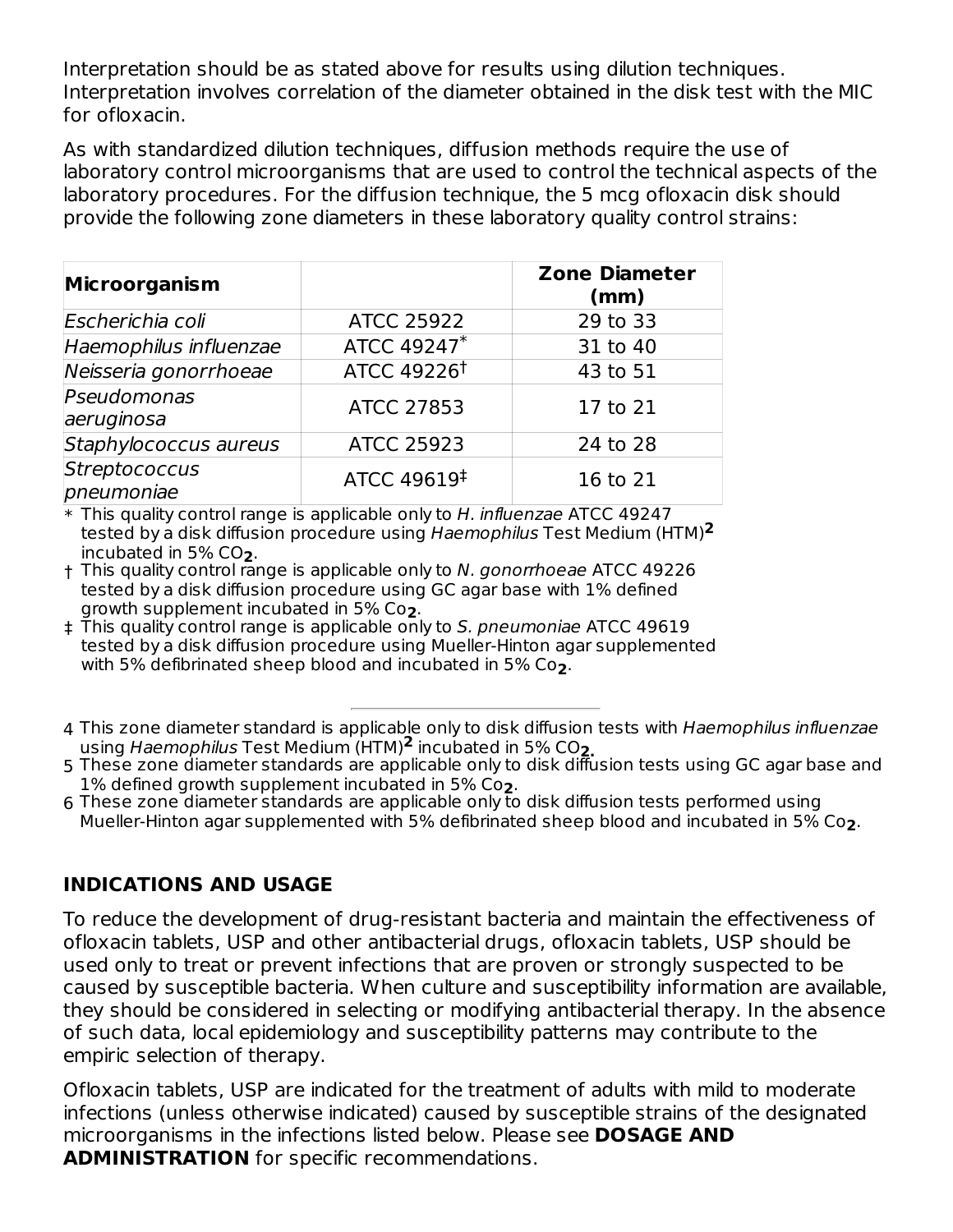Interpretation should be as stated above for results using dilution techniques. Interpretation involves correlation of the diameter obtained in the disk test with the MIC for ofloxacin.

As with standardized dilution techniques, diffusion methods require the use of laboratory control microorganisms that are used to control the technical aspects of the laboratory procedures. For the diffusion technique, the 5 mcg ofloxacin disk should provide the following zone diameters in these laboratory quality control strains:

| Microorganism | | Zone Diameter (mm) |
|---|---|---|
| *Escherichia coli* | ATCC 25922 | 29 to 33 |
| *Haemophilus influenzae* | ATCC 49247* | 31 to 40 |
| *Neisseria gonorrhoeae* | ATCC 49226† | 43 to 51 |
| *Pseudomonas aeruginosa* | ATCC 27853 | 17 to 21 |
| *Staphylococcus aureus* | ATCC 25923 | 24 to 28 |
| *Streptococcus pneumoniae* | ATCC 49619‡ | 16 to 21 |

\* This quality control range is applicable only to *H. influenzae* ATCC 49247 tested by a disk diffusion procedure using *Haemophilus* Test Medium (HTM)[2] incubated in 5% $CO_2$.

† This quality control range is applicable only to *N. gonorrhoeae* ATCC 49226 tested by a disk diffusion procedure using GC agar base with 1% defined growth supplement incubated in 5% $Co_2$.

‡ This quality control range is applicable only to *S. pneumoniae* ATCC 49619 tested by a disk diffusion procedure using Mueller-Hinton agar supplemented with 5% defibrinated sheep blood and incubated in 5% $Co_2$.

---

4 This zone diameter standard is applicable only to disk diffusion tests with *Haemophilus influenzae* using *Haemophilus* Test Medium (HTM)[2] incubated in 5% $CO_2$.

5 These zone diameter standards are applicable only to disk diffusion tests using GC agar base and 1% defined growth supplement incubated in 5% $Co_2$.

6 These zone diameter standards are applicable only to disk diffusion tests performed using Mueller-Hinton agar supplemented with 5% defibrinated sheep blood and incubated in 5% $Co_2$.

## INDICATIONS AND USAGE

To reduce the development of drug-resistant bacteria and maintain the effectiveness of ofloxacin tablets, USP and other antibacterial drugs, ofloxacin tablets, USP should be used only to treat or prevent infections that are proven or strongly suspected to be caused by susceptible bacteria. When culture and susceptibility information are available, they should be considered in selecting or modifying antibacterial therapy. In the absence of such data, local epidemiology and susceptibility patterns may contribute to the empiric selection of therapy.

Ofloxacin tablets, USP are indicated for the treatment of adults with mild to moderate infections (unless otherwise indicated) caused by susceptible strains of the designated microorganisms in the infections listed below. Please see **DOSAGE AND ADMINISTRATION** for specific recommendations.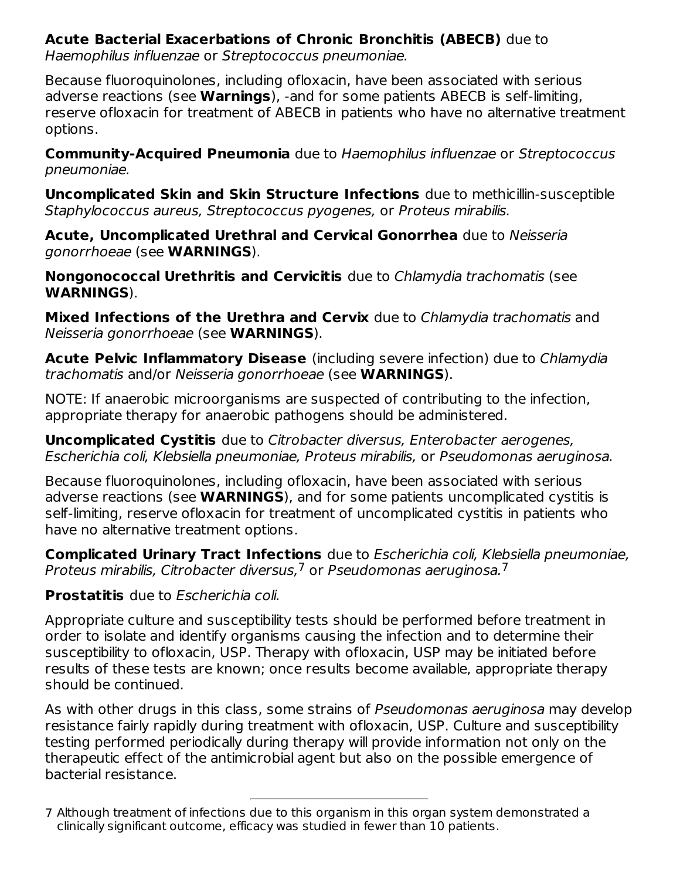**Acute Bacterial Exacerbations of Chronic Bronchitis (ABECB)** due to *Haemophilus influenzae* or *Streptococcus pneumoniae.*

Because fluoroquinolones, including ofloxacin, have been associated with serious adverse reactions (see **Warnings**), -and for some patients ABECB is self-limiting, reserve ofloxacin for treatment of ABECB in patients who have no alternative treatment options.

**Community-Acquired Pneumonia** due to *Haemophilus influenzae* or *Streptococcus pneumoniae.*

**Uncomplicated Skin and Skin Structure Infections** due to methicillin-susceptible *Staphylococcus aureus, Streptococcus pyogenes,* or *Proteus mirabilis.*

**Acute, Uncomplicated Urethral and Cervical Gonorrhea** due to *Neisseria gonorrhoeae* (see **WARNINGS**).

**Nongonococcal Urethritis and Cervicitis** due to *Chlamydia trachomatis* (see **WARNINGS**).

**Mixed Infections of the Urethra and Cervix** due to *Chlamydia trachomatis* and *Neisseria gonorrhoeae* (see **WARNINGS**).

**Acute Pelvic Inflammatory Disease** (including severe infection) due to *Chlamydia trachomatis* and/or *Neisseria gonorrhoeae* (see **WARNINGS**).

NOTE: If anaerobic microorganisms are suspected of contributing to the infection, appropriate therapy for anaerobic pathogens should be administered.

**Uncomplicated Cystitis** due to *Citrobacter diversus, Enterobacter aerogenes, Escherichia coli, Klebsiella pneumoniae, Proteus mirabilis,* or *Pseudomonas aeruginosa.*

Because fluoroquinolones, including ofloxacin, have been associated with serious adverse reactions (see **WARNINGS**), and for some patients uncomplicated cystitis is self-limiting, reserve ofloxacin for treatment of uncomplicated cystitis in patients who have no alternative treatment options.

**Complicated Urinary Tract Infections** due to *Escherichia coli, Klebsiella pneumoniae, Proteus mirabilis, Citrobacter diversus,*[7] or *Pseudomonas aeruginosa.*[7]

**Prostatitis** due to *Escherichia coli.*

Appropriate culture and susceptibility tests should be performed before treatment in order to isolate and identify organisms causing the infection and to determine their susceptibility to ofloxacin, USP. Therapy with ofloxacin, USP may be initiated before results of these tests are known; once results become available, appropriate therapy should be continued.

As with other drugs in this class, some strains of *Pseudomonas aeruginosa* may develop resistance fairly rapidly during treatment with ofloxacin, USP. Culture and susceptibility testing performed periodically during therapy will provide information not only on the therapeutic effect of the antimicrobial agent but also on the possible emergence of bacterial resistance.

---

7 Although treatment of infections due to this organism in this organ system demonstrated a clinically significant outcome, efficacy was studied in fewer than 10 patients.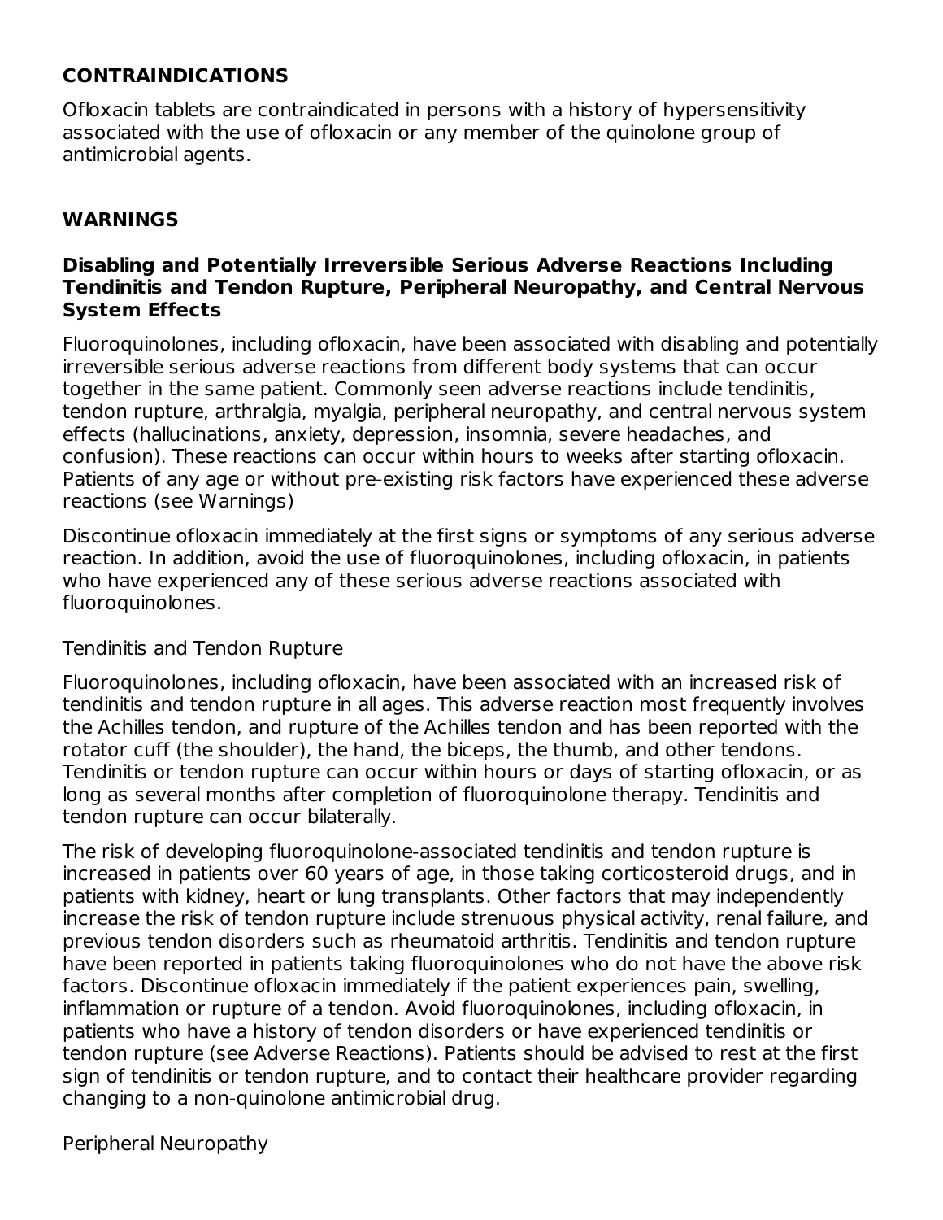## CONTRAINDICATIONS

Ofloxacin tablets are contraindicated in persons with a history of hypersensitivity associated with the use of ofloxacin or any member of the quinolone group of antimicrobial agents.

## WARNINGS

### Disabling and Potentially Irreversible Serious Adverse Reactions Including Tendinitis and Tendon Rupture, Peripheral Neuropathy, and Central Nervous System Effects

Fluoroquinolones, including ofloxacin, have been associated with disabling and potentially irreversible serious adverse reactions from different body systems that can occur together in the same patient. Commonly seen adverse reactions include tendinitis, tendon rupture, arthralgia, myalgia, peripheral neuropathy, and central nervous system effects (hallucinations, anxiety, depression, insomnia, severe headaches, and confusion). These reactions can occur within hours to weeks after starting ofloxacin. Patients of any age or without pre-existing risk factors have experienced these adverse reactions (see Warnings)

Discontinue ofloxacin immediately at the first signs or symptoms of any serious adverse reaction. In addition, avoid the use of fluoroquinolones, including ofloxacin, in patients who have experienced any of these serious adverse reactions associated with fluoroquinolones.

Tendinitis and Tendon Rupture

Fluoroquinolones, including ofloxacin, have been associated with an increased risk of tendinitis and tendon rupture in all ages. This adverse reaction most frequently involves the Achilles tendon, and rupture of the Achilles tendon and has been reported with the rotator cuff (the shoulder), the hand, the biceps, the thumb, and other tendons. Tendinitis or tendon rupture can occur within hours or days of starting ofloxacin, or as long as several months after completion of fluoroquinolone therapy. Tendinitis and tendon rupture can occur bilaterally.

The risk of developing fluoroquinolone-associated tendinitis and tendon rupture is increased in patients over 60 years of age, in those taking corticosteroid drugs, and in patients with kidney, heart or lung transplants. Other factors that may independently increase the risk of tendon rupture include strenuous physical activity, renal failure, and previous tendon disorders such as rheumatoid arthritis. Tendinitis and tendon rupture have been reported in patients taking fluoroquinolones who do not have the above risk factors. Discontinue ofloxacin immediately if the patient experiences pain, swelling, inflammation or rupture of a tendon. Avoid fluoroquinolones, including ofloxacin, in patients who have a history of tendon disorders or have experienced tendinitis or tendon rupture (see Adverse Reactions). Patients should be advised to rest at the first sign of tendinitis or tendon rupture, and to contact their healthcare provider regarding changing to a non-quinolone antimicrobial drug.

Peripheral Neuropathy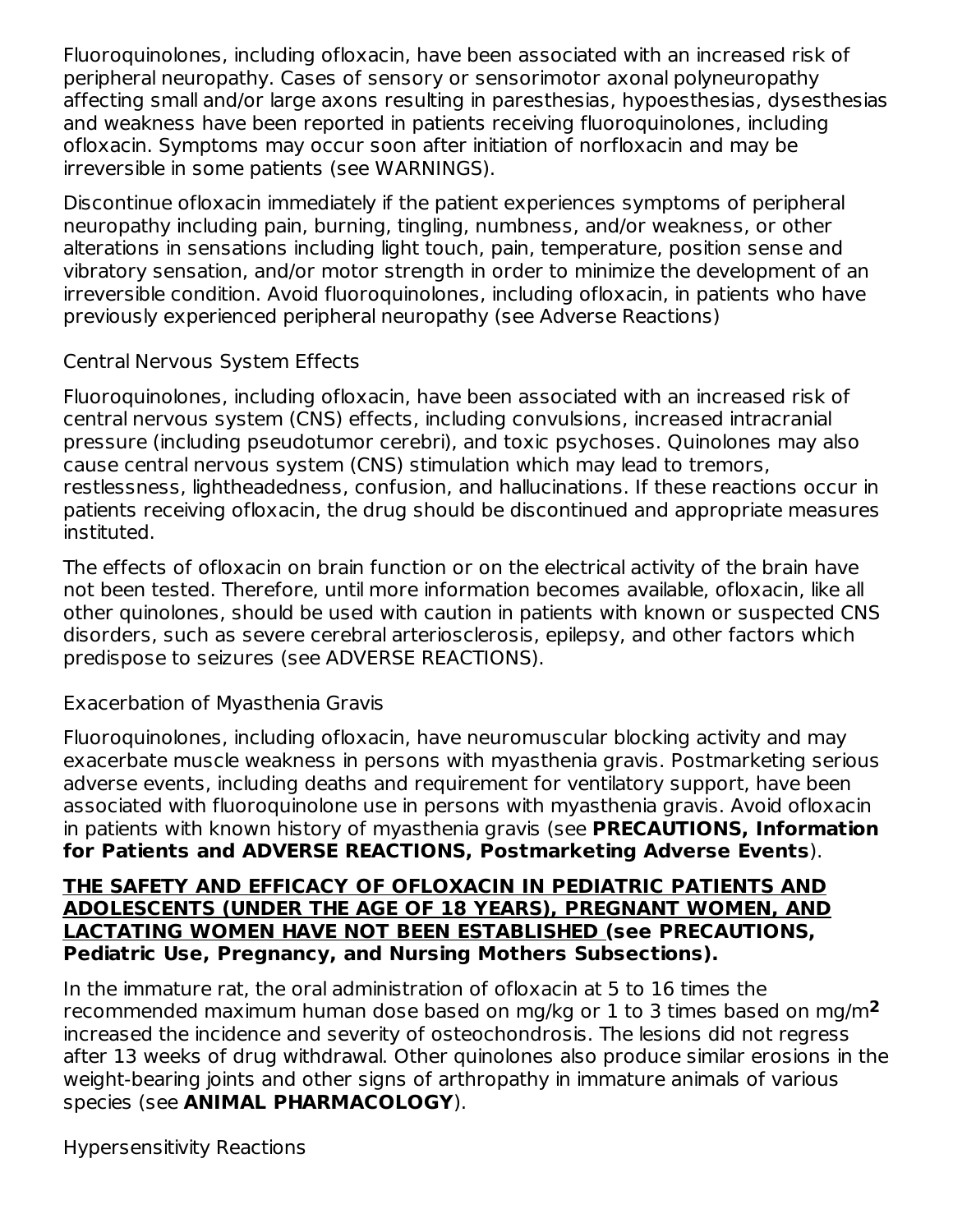Fluoroquinolones, including ofloxacin, have been associated with an increased risk of peripheral neuropathy. Cases of sensory or sensorimotor axonal polyneuropathy affecting small and/or large axons resulting in paresthesias, hypoesthesias, dysesthesias and weakness have been reported in patients receiving fluoroquinolones, including ofloxacin. Symptoms may occur soon after initiation of norfloxacin and may be irreversible in some patients (see WARNINGS).

Discontinue ofloxacin immediately if the patient experiences symptoms of peripheral neuropathy including pain, burning, tingling, numbness, and/or weakness, or other alterations in sensations including light touch, pain, temperature, position sense and vibratory sensation, and/or motor strength in order to minimize the development of an irreversible condition. Avoid fluoroquinolones, including ofloxacin, in patients who have previously experienced peripheral neuropathy (see Adverse Reactions)

### Central Nervous System Effects

Fluoroquinolones, including ofloxacin, have been associated with an increased risk of central nervous system (CNS) effects, including convulsions, increased intracranial pressure (including pseudotumor cerebri), and toxic psychoses. Quinolones may also cause central nervous system (CNS) stimulation which may lead to tremors, restlessness, lightheadedness, confusion, and hallucinations. If these reactions occur in patients receiving ofloxacin, the drug should be discontinued and appropriate measures instituted.

The effects of ofloxacin on brain function or on the electrical activity of the brain have not been tested. Therefore, until more information becomes available, ofloxacin, like all other quinolones, should be used with caution in patients with known or suspected CNS disorders, such as severe cerebral arteriosclerosis, epilepsy, and other factors which predispose to seizures (see ADVERSE REACTIONS).

### Exacerbation of Myasthenia Gravis

Fluoroquinolones, including ofloxacin, have neuromuscular blocking activity and may exacerbate muscle weakness in persons with myasthenia gravis. Postmarketing serious adverse events, including deaths and requirement for ventilatory support, have been associated with fluoroquinolone use in persons with myasthenia gravis. Avoid ofloxacin in patients with known history of myasthenia gravis (see **PRECAUTIONS, Information for Patients and ADVERSE REACTIONS, Postmarketing Adverse Events**).

**THE SAFETY AND EFFICACY OF OFLOXACIN IN PEDIATRIC PATIENTS AND ADOLESCENTS (UNDER THE AGE OF 18 YEARS), PREGNANT WOMEN, AND LACTATING WOMEN HAVE NOT BEEN ESTABLISHED (see PRECAUTIONS, Pediatric Use, Pregnancy, and Nursing Mothers Subsections).**

In the immature rat, the oral administration of ofloxacin at 5 to 16 times the recommended maximum human dose based on mg/kg or 1 to 3 times based on $mg/m^2$ increased the incidence and severity of osteochondrosis. The lesions did not regress after 13 weeks of drug withdrawal. Other quinolones also produce similar erosions in the weight-bearing joints and other signs of arthropathy in immature animals of various species (see **ANIMAL PHARMACOLOGY**).

### Hypersensitivity Reactions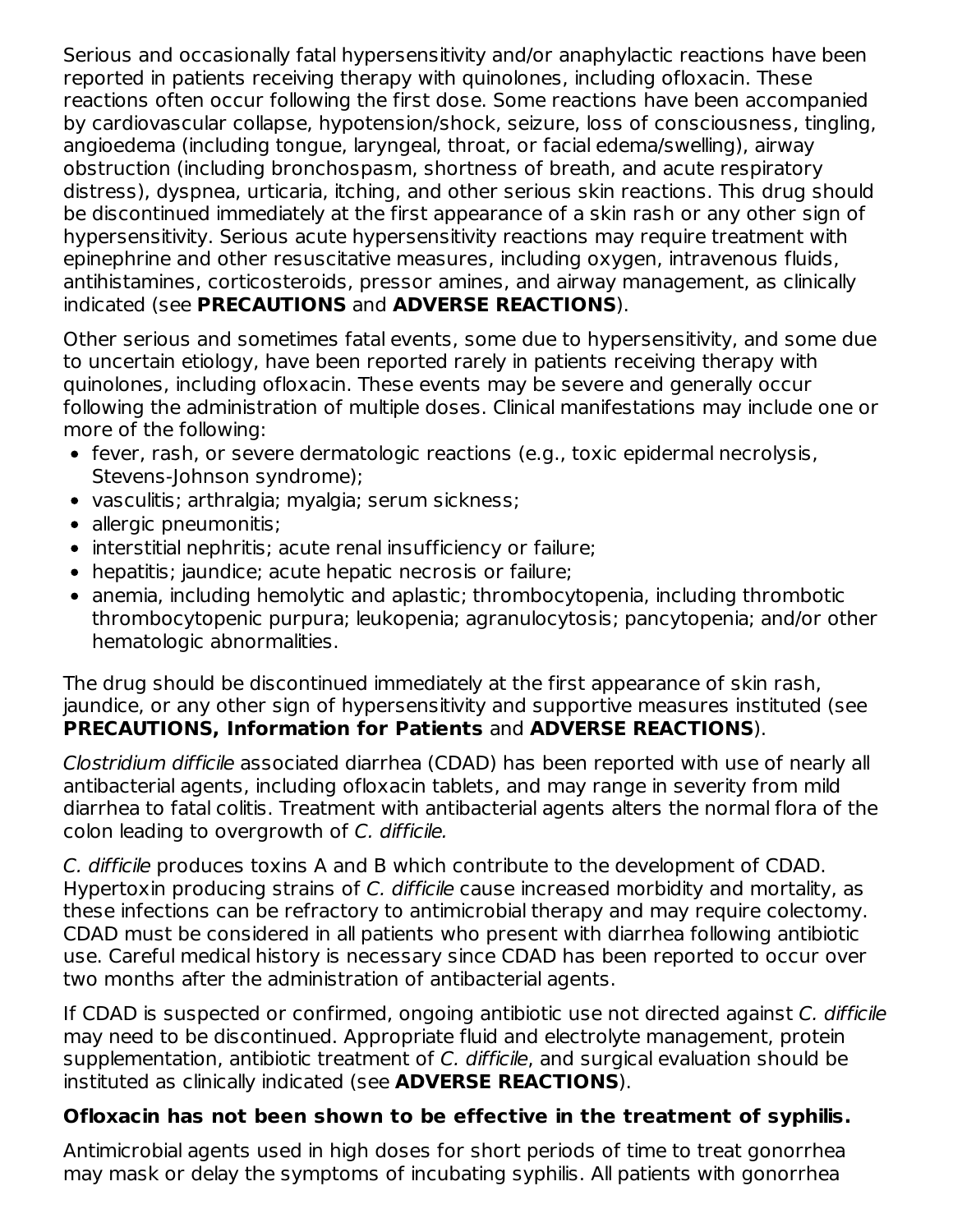Serious and occasionally fatal hypersensitivity and/or anaphylactic reactions have been reported in patients receiving therapy with quinolones, including ofloxacin. These reactions often occur following the first dose. Some reactions have been accompanied by cardiovascular collapse, hypotension/shock, seizure, loss of consciousness, tingling, angioedema (including tongue, laryngeal, throat, or facial edema/swelling), airway obstruction (including bronchospasm, shortness of breath, and acute respiratory distress), dyspnea, urticaria, itching, and other serious skin reactions. This drug should be discontinued immediately at the first appearance of a skin rash or any other sign of hypersensitivity. Serious acute hypersensitivity reactions may require treatment with epinephrine and other resuscitative measures, including oxygen, intravenous fluids, antihistamines, corticosteroids, pressor amines, and airway management, as clinically indicated (see **PRECAUTIONS** and **ADVERSE REACTIONS**).

Other serious and sometimes fatal events, some due to hypersensitivity, and some due to uncertain etiology, have been reported rarely in patients receiving therapy with quinolones, including ofloxacin. These events may be severe and generally occur following the administration of multiple doses. Clinical manifestations may include one or more of the following:

- fever, rash, or severe dermatologic reactions (e.g., toxic epidermal necrolysis, Stevens-Johnson syndrome);
- vasculitis; arthralgia; myalgia; serum sickness;
- allergic pneumonitis;
- interstitial nephritis; acute renal insufficiency or failure;
- hepatitis; jaundice; acute hepatic necrosis or failure;
- anemia, including hemolytic and aplastic; thrombocytopenia, including thrombotic thrombocytopenic purpura; leukopenia; agranulocytosis; pancytopenia; and/or other hematologic abnormalities.

The drug should be discontinued immediately at the first appearance of skin rash, jaundice, or any other sign of hypersensitivity and supportive measures instituted (see **PRECAUTIONS, Information for Patients** and **ADVERSE REACTIONS**).

*Clostridium difficile* associated diarrhea (CDAD) has been reported with use of nearly all antibacterial agents, including ofloxacin tablets, and may range in severity from mild diarrhea to fatal colitis. Treatment with antibacterial agents alters the normal flora of the colon leading to overgrowth of *C. difficile.*

*C. difficile* produces toxins A and B which contribute to the development of CDAD. Hypertoxin producing strains of *C. difficile* cause increased morbidity and mortality, as these infections can be refractory to antimicrobial therapy and may require colectomy. CDAD must be considered in all patients who present with diarrhea following antibiotic use. Careful medical history is necessary since CDAD has been reported to occur over two months after the administration of antibacterial agents.

If CDAD is suspected or confirmed, ongoing antibiotic use not directed against *C. difficile* may need to be discontinued. Appropriate fluid and electrolyte management, protein supplementation, antibiotic treatment of *C. difficile*, and surgical evaluation should be instituted as clinically indicated (see **ADVERSE REACTIONS**).

**Ofloxacin has not been shown to be effective in the treatment of syphilis.**

Antimicrobial agents used in high doses for short periods of time to treat gonorrhea may mask or delay the symptoms of incubating syphilis. All patients with gonorrhea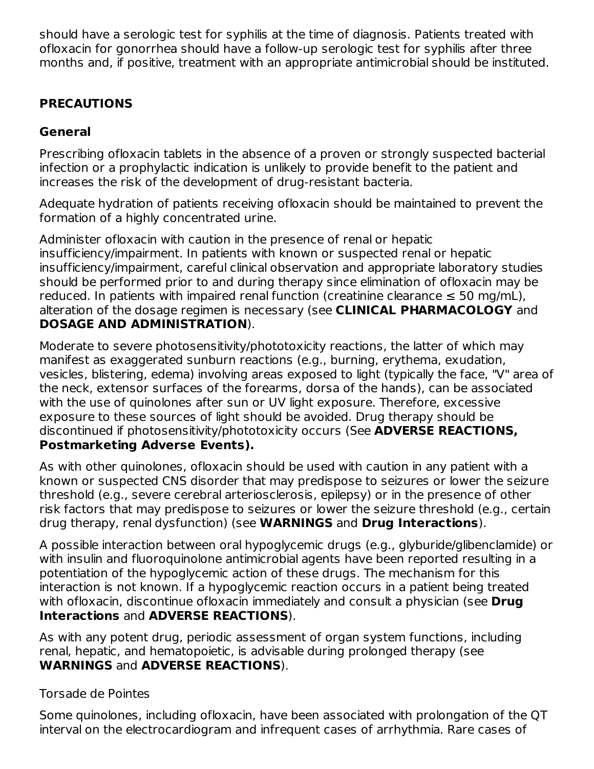should have a serologic test for syphilis at the time of diagnosis. Patients treated with ofloxacin for gonorrhea should have a follow-up serologic test for syphilis after three months and, if positive, treatment with an appropriate antimicrobial should be instituted.

## PRECAUTIONS

### General

Prescribing ofloxacin tablets in the absence of a proven or strongly suspected bacterial infection or a prophylactic indication is unlikely to provide benefit to the patient and increases the risk of the development of drug-resistant bacteria.

Adequate hydration of patients receiving ofloxacin should be maintained to prevent the formation of a highly concentrated urine.

Administer ofloxacin with caution in the presence of renal or hepatic insufficiency/impairment. In patients with known or suspected renal or hepatic insufficiency/impairment, careful clinical observation and appropriate laboratory studies should be performed prior to and during therapy since elimination of ofloxacin may be reduced. In patients with impaired renal function (creatinine clearance ≤ 50 mg/mL), alteration of the dosage regimen is necessary (see **CLINICAL PHARMACOLOGY** and **DOSAGE AND ADMINISTRATION**).

Moderate to severe photosensitivity/phototoxicity reactions, the latter of which may manifest as exaggerated sunburn reactions (e.g., burning, erythema, exudation, vesicles, blistering, edema) involving areas exposed to light (typically the face, "V" area of the neck, extensor surfaces of the forearms, dorsa of the hands), can be associated with the use of quinolones after sun or UV light exposure. Therefore, excessive exposure to these sources of light should be avoided. Drug therapy should be discontinued if photosensitivity/phototoxicity occurs (See **ADVERSE REACTIONS, Postmarketing Adverse Events).**

As with other quinolones, ofloxacin should be used with caution in any patient with a known or suspected CNS disorder that may predispose to seizures or lower the seizure threshold (e.g., severe cerebral arteriosclerosis, epilepsy) or in the presence of other risk factors that may predispose to seizures or lower the seizure threshold (e.g., certain drug therapy, renal dysfunction) (see **WARNINGS** and **Drug Interactions**).

A possible interaction between oral hypoglycemic drugs (e.g., glyburide/glibenclamide) or with insulin and fluoroquinolone antimicrobial agents have been reported resulting in a potentiation of the hypoglycemic action of these drugs. The mechanism for this interaction is not known. If a hypoglycemic reaction occurs in a patient being treated with ofloxacin, discontinue ofloxacin immediately and consult a physician (see **Drug Interactions** and **ADVERSE REACTIONS**).

As with any potent drug, periodic assessment of organ system functions, including renal, hepatic, and hematopoietic, is advisable during prolonged therapy (see **WARNINGS** and **ADVERSE REACTIONS**).

Torsade de Pointes

Some quinolones, including ofloxacin, have been associated with prolongation of the QT interval on the electrocardiogram and infrequent cases of arrhythmia. Rare cases of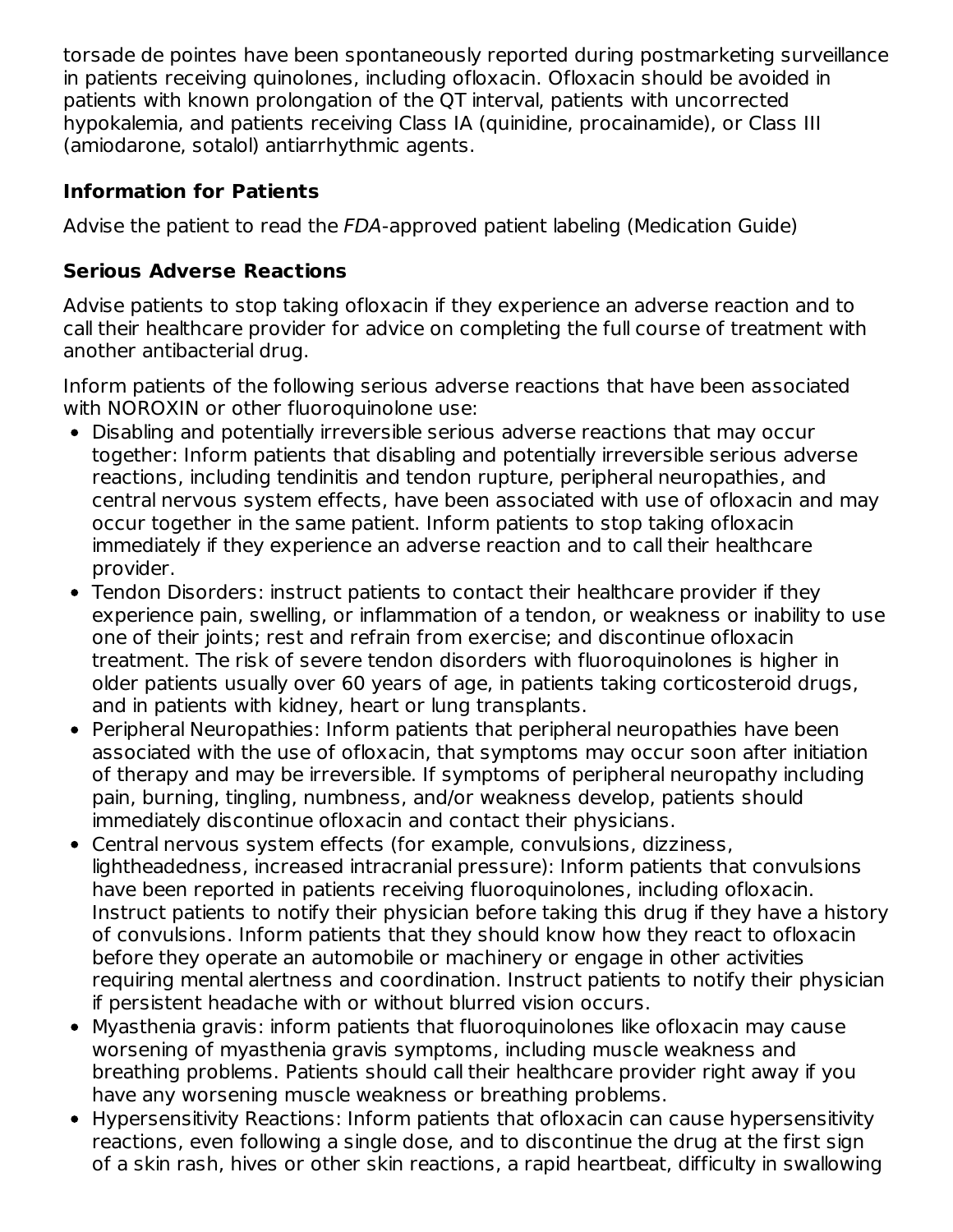torsade de pointes have been spontaneously reported during postmarketing surveillance in patients receiving quinolones, including ofloxacin. Ofloxacin should be avoided in patients with known prolongation of the QT interval, patients with uncorrected hypokalemia, and patients receiving Class IA (quinidine, procainamide), or Class III (amiodarone, sotalol) antiarrhythmic agents.

### Information for Patients

Advise the patient to read the *FDA*-approved patient labeling (Medication Guide)

### Serious Adverse Reactions

Advise patients to stop taking ofloxacin if they experience an adverse reaction and to call their healthcare provider for advice on completing the full course of treatment with another antibacterial drug.

Inform patients of the following serious adverse reactions that have been associated with NOROXIN or other fluoroquinolone use:

- Disabling and potentially irreversible serious adverse reactions that may occur together: Inform patients that disabling and potentially irreversible serious adverse reactions, including tendinitis and tendon rupture, peripheral neuropathies, and central nervous system effects, have been associated with use of ofloxacin and may occur together in the same patient. Inform patients to stop taking ofloxacin immediately if they experience an adverse reaction and to call their healthcare provider.
- Tendon Disorders: instruct patients to contact their healthcare provider if they experience pain, swelling, or inflammation of a tendon, or weakness or inability to use one of their joints; rest and refrain from exercise; and discontinue ofloxacin treatment. The risk of severe tendon disorders with fluoroquinolones is higher in older patients usually over 60 years of age, in patients taking corticosteroid drugs, and in patients with kidney, heart or lung transplants.
- Peripheral Neuropathies: Inform patients that peripheral neuropathies have been associated with the use of ofloxacin, that symptoms may occur soon after initiation of therapy and may be irreversible. If symptoms of peripheral neuropathy including pain, burning, tingling, numbness, and/or weakness develop, patients should immediately discontinue ofloxacin and contact their physicians.
- Central nervous system effects (for example, convulsions, dizziness, lightheadedness, increased intracranial pressure): Inform patients that convulsions have been reported in patients receiving fluoroquinolones, including ofloxacin. Instruct patients to notify their physician before taking this drug if they have a history of convulsions. Inform patients that they should know how they react to ofloxacin before they operate an automobile or machinery or engage in other activities requiring mental alertness and coordination. Instruct patients to notify their physician if persistent headache with or without blurred vision occurs.
- Myasthenia gravis: inform patients that fluoroquinolones like ofloxacin may cause worsening of myasthenia gravis symptoms, including muscle weakness and breathing problems. Patients should call their healthcare provider right away if you have any worsening muscle weakness or breathing problems.
- Hypersensitivity Reactions: Inform patients that ofloxacin can cause hypersensitivity reactions, even following a single dose, and to discontinue the drug at the first sign of a skin rash, hives or other skin reactions, a rapid heartbeat, difficulty in swallowing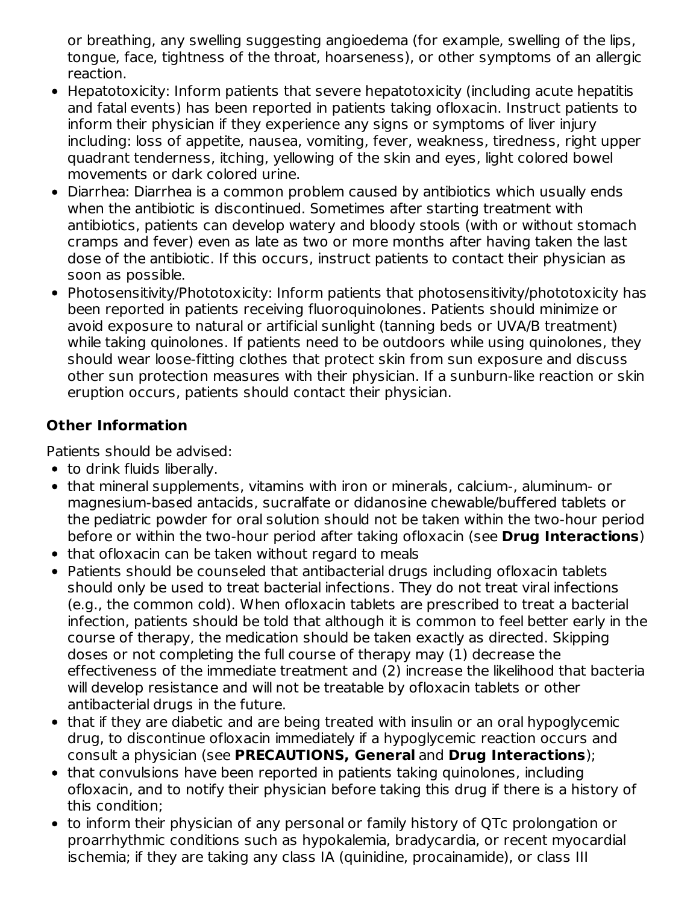or breathing, any swelling suggesting angioedema (for example, swelling of the lips, tongue, face, tightness of the throat, hoarseness), or other symptoms of an allergic reaction.

- Hepatotoxicity: Inform patients that severe hepatotoxicity (including acute hepatitis and fatal events) has been reported in patients taking ofloxacin. Instruct patients to inform their physician if they experience any signs or symptoms of liver injury including: loss of appetite, nausea, vomiting, fever, weakness, tiredness, right upper quadrant tenderness, itching, yellowing of the skin and eyes, light colored bowel movements or dark colored urine.
- Diarrhea: Diarrhea is a common problem caused by antibiotics which usually ends when the antibiotic is discontinued. Sometimes after starting treatment with antibiotics, patients can develop watery and bloody stools (with or without stomach cramps and fever) even as late as two or more months after having taken the last dose of the antibiotic. If this occurs, instruct patients to contact their physician as soon as possible.
- Photosensitivity/Phototoxicity: Inform patients that photosensitivity/phototoxicity has been reported in patients receiving fluoroquinolones. Patients should minimize or avoid exposure to natural or artificial sunlight (tanning beds or UVA/B treatment) while taking quinolones. If patients need to be outdoors while using quinolones, they should wear loose-fitting clothes that protect skin from sun exposure and discuss other sun protection measures with their physician. If a sunburn-like reaction or skin eruption occurs, patients should contact their physician.

### Other Information

Patients should be advised:

- to drink fluids liberally.
- that mineral supplements, vitamins with iron or minerals, calcium-, aluminum- or magnesium-based antacids, sucralfate or didanosine chewable/buffered tablets or the pediatric powder for oral solution should not be taken within the two-hour period before or within the two-hour period after taking ofloxacin (see **Drug Interactions**)
- that ofloxacin can be taken without regard to meals
- Patients should be counseled that antibacterial drugs including ofloxacin tablets should only be used to treat bacterial infections. They do not treat viral infections (e.g., the common cold). When ofloxacin tablets are prescribed to treat a bacterial infection, patients should be told that although it is common to feel better early in the course of therapy, the medication should be taken exactly as directed. Skipping doses or not completing the full course of therapy may (1) decrease the effectiveness of the immediate treatment and (2) increase the likelihood that bacteria will develop resistance and will not be treatable by ofloxacin tablets or other antibacterial drugs in the future.
- that if they are diabetic and are being treated with insulin or an oral hypoglycemic drug, to discontinue ofloxacin immediately if a hypoglycemic reaction occurs and consult a physician (see **PRECAUTIONS, General** and **Drug Interactions**);
- that convulsions have been reported in patients taking quinolones, including ofloxacin, and to notify their physician before taking this drug if there is a history of this condition;
- to inform their physician of any personal or family history of QTc prolongation or proarrhythmic conditions such as hypokalemia, bradycardia, or recent myocardial ischemia; if they are taking any class IA (quinidine, procainamide), or class III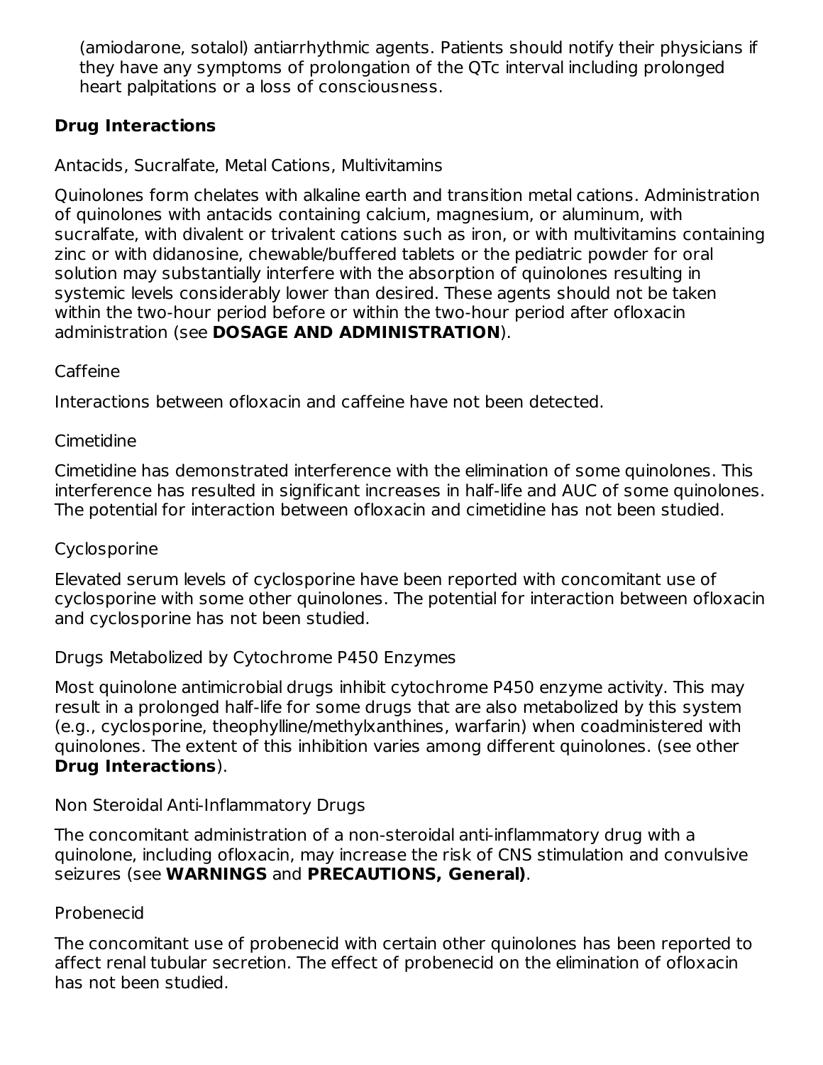(amiodarone, sotalol) antiarrhythmic agents. Patients should notify their physicians if they have any symptoms of prolongation of the QTc interval including prolonged heart palpitations or a loss of consciousness.

**Drug Interactions**

Antacids, Sucralfate, Metal Cations, Multivitamins

Quinolones form chelates with alkaline earth and transition metal cations. Administration of quinolones with antacids containing calcium, magnesium, or aluminum, with sucralfate, with divalent or trivalent cations such as iron, or with multivitamins containing zinc or with didanosine, chewable/buffered tablets or the pediatric powder for oral solution may substantially interfere with the absorption of quinolones resulting in systemic levels considerably lower than desired. These agents should not be taken within the two-hour period before or within the two-hour period after ofloxacin administration (see **DOSAGE AND ADMINISTRATION**).

Caffeine

Interactions between ofloxacin and caffeine have not been detected.

Cimetidine

Cimetidine has demonstrated interference with the elimination of some quinolones. This interference has resulted in significant increases in half-life and AUC of some quinolones. The potential for interaction between ofloxacin and cimetidine has not been studied.

Cyclosporine

Elevated serum levels of cyclosporine have been reported with concomitant use of cyclosporine with some other quinolones. The potential for interaction between ofloxacin and cyclosporine has not been studied.

Drugs Metabolized by Cytochrome P450 Enzymes

Most quinolone antimicrobial drugs inhibit cytochrome P450 enzyme activity. This may result in a prolonged half-life for some drugs that are also metabolized by this system (e.g., cyclosporine, theophylline/methylxanthines, warfarin) when coadministered with quinolones. The extent of this inhibition varies among different quinolones. (see other **Drug Interactions**).

Non Steroidal Anti-Inflammatory Drugs

The concomitant administration of a non-steroidal anti-inflammatory drug with a quinolone, including ofloxacin, may increase the risk of CNS stimulation and convulsive seizures (see **WARNINGS** and **PRECAUTIONS, General)**.

Probenecid

The concomitant use of probenecid with certain other quinolones has been reported to affect renal tubular secretion. The effect of probenecid on the elimination of ofloxacin has not been studied.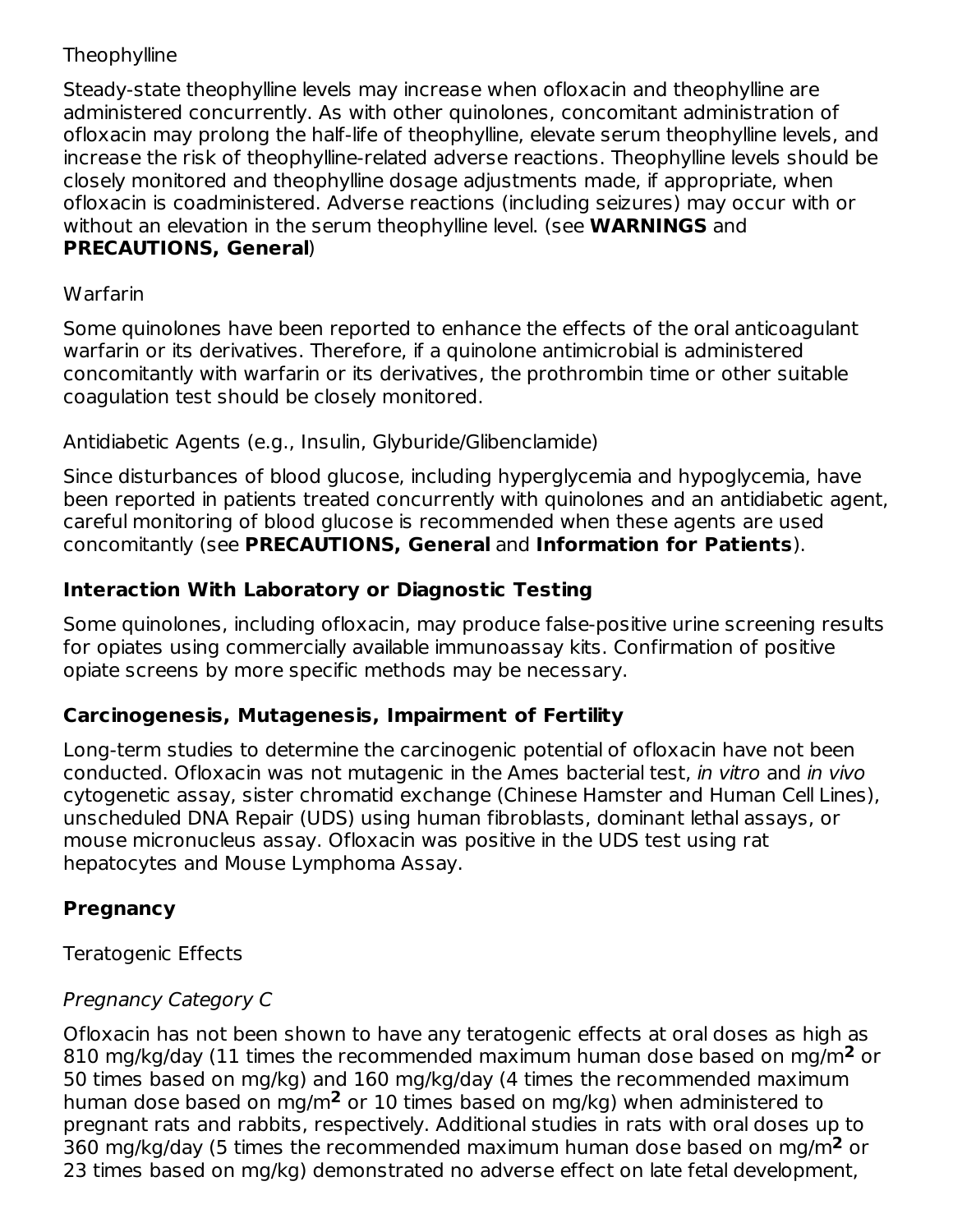Theophylline

Steady-state theophylline levels may increase when ofloxacin and theophylline are administered concurrently. As with other quinolones, concomitant administration of ofloxacin may prolong the half-life of theophylline, elevate serum theophylline levels, and increase the risk of theophylline-related adverse reactions. Theophylline levels should be closely monitored and theophylline dosage adjustments made, if appropriate, when ofloxacin is coadministered. Adverse reactions (including seizures) may occur with or without an elevation in the serum theophylline level. (see **WARNINGS** and **PRECAUTIONS, General**)

Warfarin

Some quinolones have been reported to enhance the effects of the oral anticoagulant warfarin or its derivatives. Therefore, if a quinolone antimicrobial is administered concomitantly with warfarin or its derivatives, the prothrombin time or other suitable coagulation test should be closely monitored.

Antidiabetic Agents (e.g., Insulin, Glyburide/Glibenclamide)

Since disturbances of blood glucose, including hyperglycemia and hypoglycemia, have been reported in patients treated concurrently with quinolones and an antidiabetic agent, careful monitoring of blood glucose is recommended when these agents are used concomitantly (see **PRECAUTIONS, General** and **Information for Patients**).

### Interaction With Laboratory or Diagnostic Testing

Some quinolones, including ofloxacin, may produce false-positive urine screening results for opiates using commercially available immunoassay kits. Confirmation of positive opiate screens by more specific methods may be necessary.

### Carcinogenesis, Mutagenesis, Impairment of Fertility

Long-term studies to determine the carcinogenic potential of ofloxacin have not been conducted. Ofloxacin was not mutagenic in the Ames bacterial test, *in vitro* and *in vivo* cytogenetic assay, sister chromatid exchange (Chinese Hamster and Human Cell Lines), unscheduled DNA Repair (UDS) using human fibroblasts, dominant lethal assays, or mouse micronucleus assay. Ofloxacin was positive in the UDS test using rat hepatocytes and Mouse Lymphoma Assay.

### Pregnancy

Teratogenic Effects

*Pregnancy Category C*

Ofloxacin has not been shown to have any teratogenic effects at oral doses as high as 810 mg/kg/day (11 times the recommended maximum human dose based on mg/$m^2$ or 50 times based on mg/kg) and 160 mg/kg/day (4 times the recommended maximum human dose based on mg/$m^2$ or 10 times based on mg/kg) when administered to pregnant rats and rabbits, respectively. Additional studies in rats with oral doses up to 360 mg/kg/day (5 times the recommended maximum human dose based on mg/$m^2$ or 23 times based on mg/kg) demonstrated no adverse effect on late fetal development,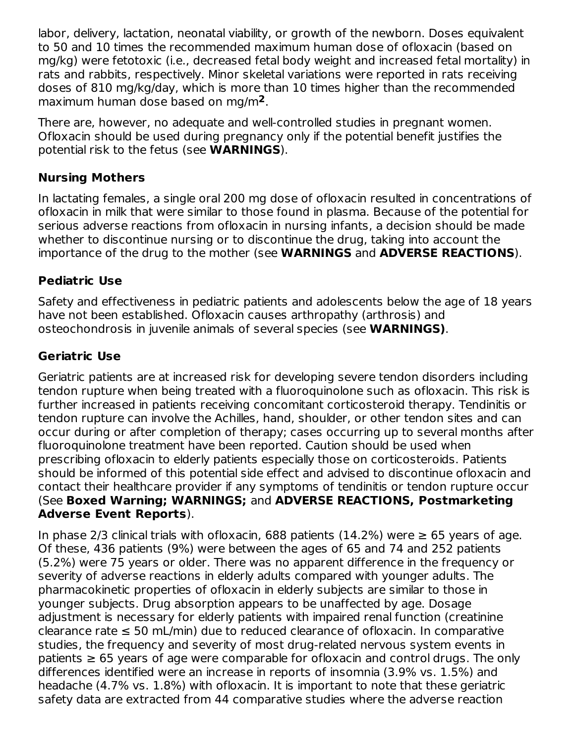labor, delivery, lactation, neonatal viability, or growth of the newborn. Doses equivalent to 50 and 10 times the recommended maximum human dose of ofloxacin (based on mg/kg) were fetotoxic (i.e., decreased fetal body weight and increased fetal mortality) in rats and rabbits, respectively. Minor skeletal variations were reported in rats receiving doses of 810 mg/kg/day, which is more than 10 times higher than the recommended maximum human dose based on mg/$m^2$.

There are, however, no adequate and well-controlled studies in pregnant women. Ofloxacin should be used during pregnancy only if the potential benefit justifies the potential risk to the fetus (see **WARNINGS**).

### Nursing Mothers

In lactating females, a single oral 200 mg dose of ofloxacin resulted in concentrations of ofloxacin in milk that were similar to those found in plasma. Because of the potential for serious adverse reactions from ofloxacin in nursing infants, a decision should be made whether to discontinue nursing or to discontinue the drug, taking into account the importance of the drug to the mother (see **WARNINGS** and **ADVERSE REACTIONS**).

### Pediatric Use

Safety and effectiveness in pediatric patients and adolescents below the age of 18 years have not been established. Ofloxacin causes arthropathy (arthrosis) and osteochondrosis in juvenile animals of several species (see **WARNINGS)**.

### Geriatric Use

Geriatric patients are at increased risk for developing severe tendon disorders including tendon rupture when being treated with a fluoroquinolone such as ofloxacin. This risk is further increased in patients receiving concomitant corticosteroid therapy. Tendinitis or tendon rupture can involve the Achilles, hand, shoulder, or other tendon sites and can occur during or after completion of therapy; cases occurring up to several months after fluoroquinolone treatment have been reported. Caution should be used when prescribing ofloxacin to elderly patients especially those on corticosteroids. Patients should be informed of this potential side effect and advised to discontinue ofloxacin and contact their healthcare provider if any symptoms of tendinitis or tendon rupture occur (See **Boxed Warning; WARNINGS;** and **ADVERSE REACTIONS, Postmarketing Adverse Event Reports**).

In phase 2/3 clinical trials with ofloxacin, 688 patients (14.2%) were ≥ 65 years of age. Of these, 436 patients (9%) were between the ages of 65 and 74 and 252 patients (5.2%) were 75 years or older. There was no apparent difference in the frequency or severity of adverse reactions in elderly adults compared with younger adults. The pharmacokinetic properties of ofloxacin in elderly subjects are similar to those in younger subjects. Drug absorption appears to be unaffected by age. Dosage adjustment is necessary for elderly patients with impaired renal function (creatinine clearance rate ≤ 50 mL/min) due to reduced clearance of ofloxacin. In comparative studies, the frequency and severity of most drug-related nervous system events in patients ≥ 65 years of age were comparable for ofloxacin and control drugs. The only differences identified were an increase in reports of insomnia (3.9% vs. 1.5%) and headache (4.7% vs. 1.8%) with ofloxacin. It is important to note that these geriatric safety data are extracted from 44 comparative studies where the adverse reaction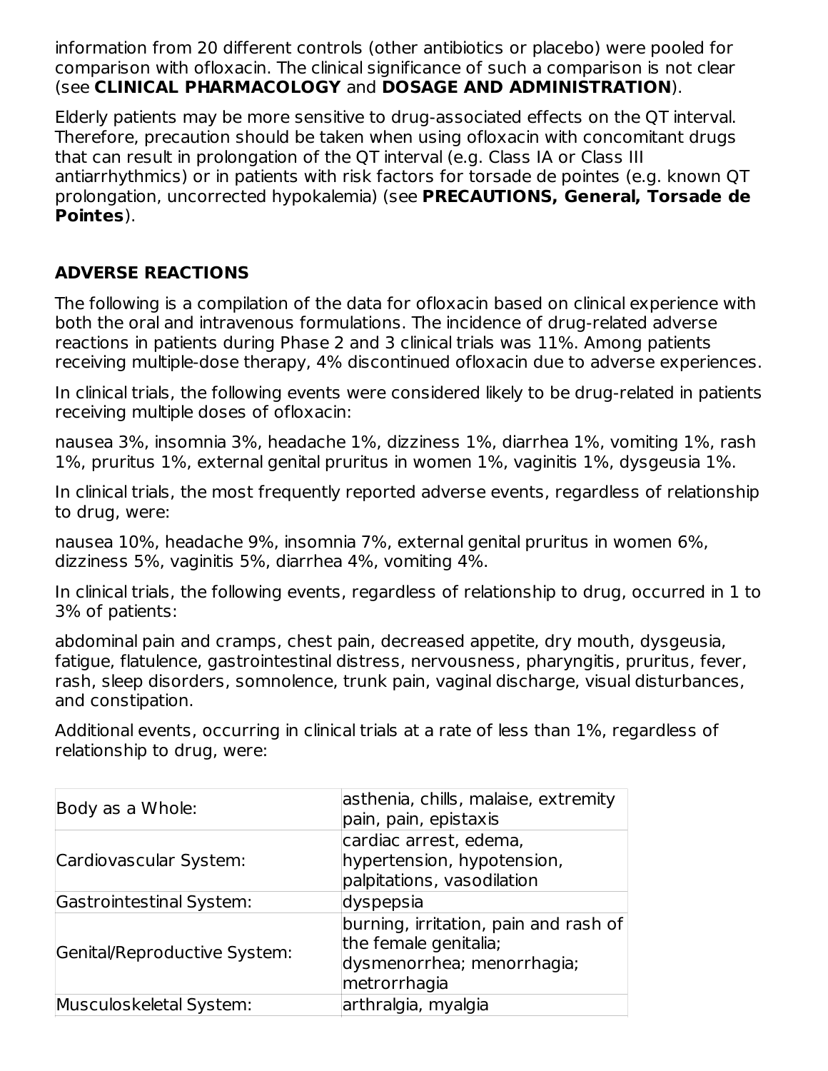information from 20 different controls (other antibiotics or placebo) were pooled for comparison with ofloxacin. The clinical significance of such a comparison is not clear (see **CLINICAL PHARMACOLOGY** and **DOSAGE AND ADMINISTRATION**).

Elderly patients may be more sensitive to drug-associated effects on the QT interval. Therefore, precaution should be taken when using ofloxacin with concomitant drugs that can result in prolongation of the QT interval (e.g. Class IA or Class III antiarrhythmics) or in patients with risk factors for torsade de pointes (e.g. known QT prolongation, uncorrected hypokalemia) (see **PRECAUTIONS, General, Torsade de Pointes**).

## ADVERSE REACTIONS

The following is a compilation of the data for ofloxacin based on clinical experience with both the oral and intravenous formulations. The incidence of drug-related adverse reactions in patients during Phase 2 and 3 clinical trials was 11%. Among patients receiving multiple-dose therapy, 4% discontinued ofloxacin due to adverse experiences.

In clinical trials, the following events were considered likely to be drug-related in patients receiving multiple doses of ofloxacin:

nausea 3%, insomnia 3%, headache 1%, dizziness 1%, diarrhea 1%, vomiting 1%, rash 1%, pruritus 1%, external genital pruritus in women 1%, vaginitis 1%, dysgeusia 1%.

In clinical trials, the most frequently reported adverse events, regardless of relationship to drug, were:

nausea 10%, headache 9%, insomnia 7%, external genital pruritus in women 6%, dizziness 5%, vaginitis 5%, diarrhea 4%, vomiting 4%.

In clinical trials, the following events, regardless of relationship to drug, occurred in 1 to 3% of patients:

abdominal pain and cramps, chest pain, decreased appetite, dry mouth, dysgeusia, fatigue, flatulence, gastrointestinal distress, nervousness, pharyngitis, pruritus, fever, rash, sleep disorders, somnolence, trunk pain, vaginal discharge, visual disturbances, and constipation.

Additional events, occurring in clinical trials at a rate of less than 1%, regardless of relationship to drug, were:

| | |
|---|---|
| Body as a Whole: | asthenia, chills, malaise, extremity pain, pain, epistaxis |
| Cardiovascular System: | cardiac arrest, edema, hypertension, hypotension, palpitations, vasodilation |
| Gastrointestinal System: | dyspepsia |
| Genital/Reproductive System: | burning, irritation, pain and rash of the female genitalia; dysmenorrhea; menorrhagia; metrorrhagia |
| Musculoskeletal System: | arthralgia, myalgia |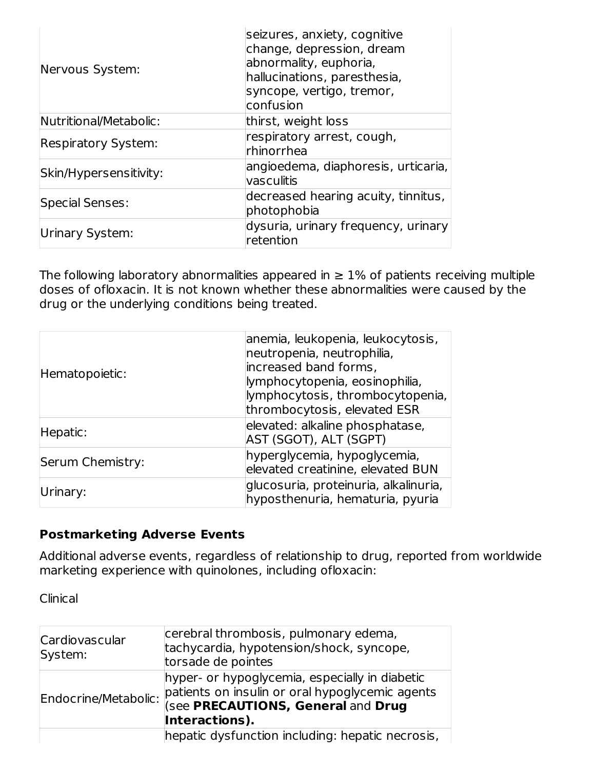| | |
|---|---|
| Nervous System: | seizures, anxiety, cognitive change, depression, dream abnormality, euphoria, hallucinations, paresthesia, syncope, vertigo, tremor, confusion |
| Nutritional/Metabolic: | thirst, weight loss |
| Respiratory System: | respiratory arrest, cough, rhinorrhea |
| Skin/Hypersensitivity: | angioedema, diaphoresis, urticaria, vasculitis |
| Special Senses: | decreased hearing acuity, tinnitus, photophobia |
| Urinary System: | dysuria, urinary frequency, urinary retention |

The following laboratory abnormalities appeared in ≥ 1% of patients receiving multiple doses of ofloxacin. It is not known whether these abnormalities were caused by the drug or the underlying conditions being treated.

| | |
|---|---|
| Hematopoietic: | anemia, leukopenia, leukocytosis, neutropenia, neutrophilia, increased band forms, lymphocytopenia, eosinophilia, lymphocytosis, thrombocytopenia, thrombocytosis, elevated ESR |
| Hepatic: | elevated: alkaline phosphatase, AST (SGOT), ALT (SGPT) |
| Serum Chemistry: | hyperglycemia, hypoglycemia, elevated creatinine, elevated BUN |
| Urinary: | glucosuria, proteinuria, alkalinuria, hyposthenuria, hematuria, pyuria |

**Postmarketing Adverse Events**

Additional adverse events, regardless of relationship to drug, reported from worldwide marketing experience with quinolones, including ofloxacin:

Clinical

| | |
|---|---|
| Cardiovascular System: | cerebral thrombosis, pulmonary edema, tachycardia, hypotension/shock, syncope, torsade de pointes |
| Endocrine/Metabolic: | hyper- or hypoglycemia, especially in diabetic patients on insulin or oral hypoglycemic agents (see **PRECAUTIONS, General** and **Drug Interactions).** |
| | hepatic dysfunction including: hepatic necrosis, |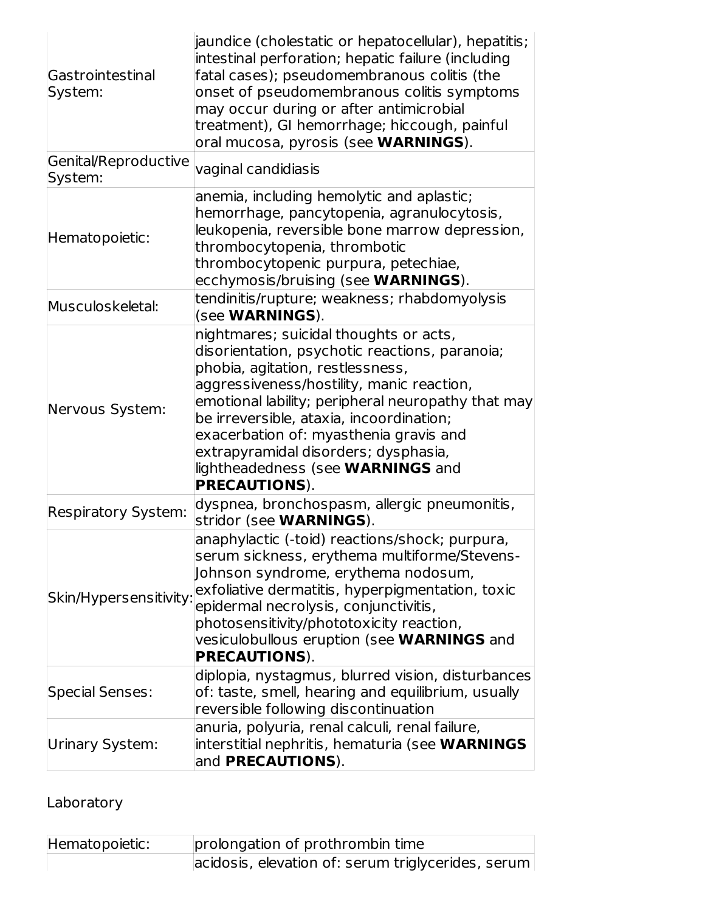| | |
|---|---|
| Gastrointestinal System: | jaundice (cholestatic or hepatocellular), hepatitis; intestinal perforation; hepatic failure (including fatal cases); pseudomembranous colitis (the onset of pseudomembranous colitis symptoms may occur during or after antimicrobial treatment), GI hemorrhage; hiccough, painful oral mucosa, pyrosis (see **WARNINGS**). |
| Genital/Reproductive System: | vaginal candidiasis |
| Hematopoietic: | anemia, including hemolytic and aplastic; hemorrhage, pancytopenia, agranulocytosis, leukopenia, reversible bone marrow depression, thrombocytopenia, thrombotic thrombocytopenic purpura, petechiae, ecchymosis/bruising (see **WARNINGS**). |
| Musculoskeletal: | tendinitis/rupture; weakness; rhabdomyolysis (see **WARNINGS**). |
| Nervous System: | nightmares; suicidal thoughts or acts, disorientation, psychotic reactions, paranoia; phobia, agitation, restlessness, aggressiveness/hostility, manic reaction, emotional lability; peripheral neuropathy that may be irreversible, ataxia, incoordination; exacerbation of: myasthenia gravis and extrapyramidal disorders; dysphasia, lightheadedness (see **WARNINGS** and **PRECAUTIONS**). |
| Respiratory System: | dyspnea, bronchospasm, allergic pneumonitis, stridor (see **WARNINGS**). |
| Skin/Hypersensitivity: | anaphylactic (-toid) reactions/shock; purpura, serum sickness, erythema multiforme/Stevens-Johnson syndrome, erythema nodosum, exfoliative dermatitis, hyperpigmentation, toxic epidermal necrolysis, conjunctivitis, photosensitivity/phototoxicity reaction, vesiculobullous eruption (see **WARNINGS** and **PRECAUTIONS**). |
| Special Senses: | diplopia, nystagmus, blurred vision, disturbances of: taste, smell, hearing and equilibrium, usually reversible following discontinuation |
| Urinary System: | anuria, polyuria, renal calculi, renal failure, interstitial nephritis, hematuria (see **WARNINGS** and **PRECAUTIONS**). |

Laboratory

| | |
|---|---|
| Hematopoietic: | prolongation of prothrombin time |
| | acidosis, elevation of: serum triglycerides, serum |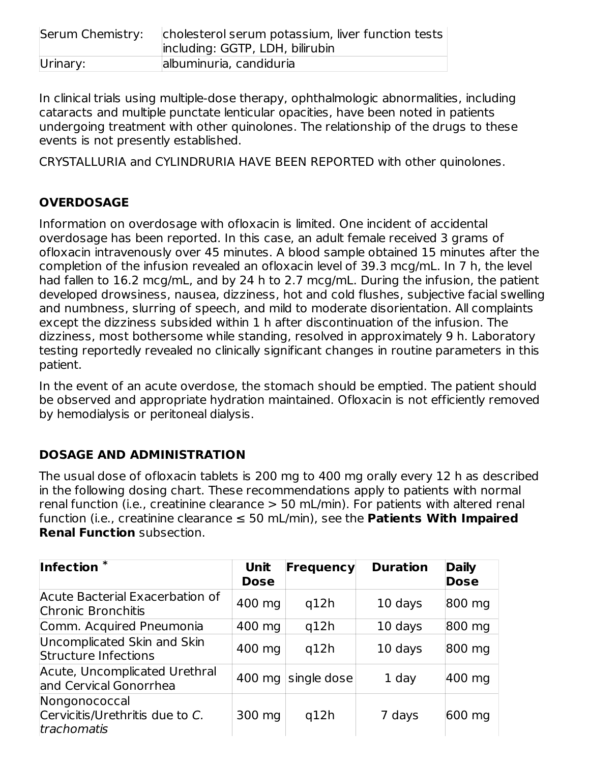| Serum Chemistry: | cholesterol serum potassium, liver function tests including: GGTP, LDH, bilirubin |
| --- | --- |
| Urinary: | albuminuria, candiduria |

In clinical trials using multiple-dose therapy, ophthalmologic abnormalities, including cataracts and multiple punctate lenticular opacities, have been noted in patients undergoing treatment with other quinolones. The relationship of the drugs to these events is not presently established.

CRYSTALLURIA and CYLINDRURIA HAVE BEEN REPORTED with other quinolones.

## OVERDOSAGE

Information on overdosage with ofloxacin is limited. One incident of accidental overdosage has been reported. In this case, an adult female received 3 grams of ofloxacin intravenously over 45 minutes. A blood sample obtained 15 minutes after the completion of the infusion revealed an ofloxacin level of 39.3 mcg/mL. In 7 h, the level had fallen to 16.2 mcg/mL, and by 24 h to 2.7 mcg/mL. During the infusion, the patient developed drowsiness, nausea, dizziness, hot and cold flushes, subjective facial swelling and numbness, slurring of speech, and mild to moderate disorientation. All complaints except the dizziness subsided within 1 h after discontinuation of the infusion. The dizziness, most bothersome while standing, resolved in approximately 9 h. Laboratory testing reportedly revealed no clinically significant changes in routine parameters in this patient.

In the event of an acute overdose, the stomach should be emptied. The patient should be observed and appropriate hydration maintained. Ofloxacin is not efficiently removed by hemodialysis or peritoneal dialysis.

## DOSAGE AND ADMINISTRATION

The usual dose of ofloxacin tablets is 200 mg to 400 mg orally every 12 h as described in the following dosing chart. These recommendations apply to patients with normal renal function (i.e., creatinine clearance > 50 mL/min). For patients with altered renal function (i.e., creatinine clearance ≤ 50 mL/min), see the **Patients With Impaired Renal Function** subsection.

| Infection * | Unit Dose | Frequency | Duration | Daily Dose |
| --- | --- | --- | --- | --- |
| Acute Bacterial Exacerbation of Chronic Bronchitis | 400 mg | q12h | 10 days | 800 mg |
| Comm. Acquired Pneumonia | 400 mg | q12h | 10 days | 800 mg |
| Uncomplicated Skin and Skin Structure Infections | 400 mg | q12h | 10 days | 800 mg |
| Acute, Uncomplicated Urethral and Cervical Gonorrhea | 400 mg | single dose | 1 day | 400 mg |
| Nongonococcal Cervicitis/Urethritis due to *C. trachomatis* | 300 mg | q12h | 7 days | 600 mg |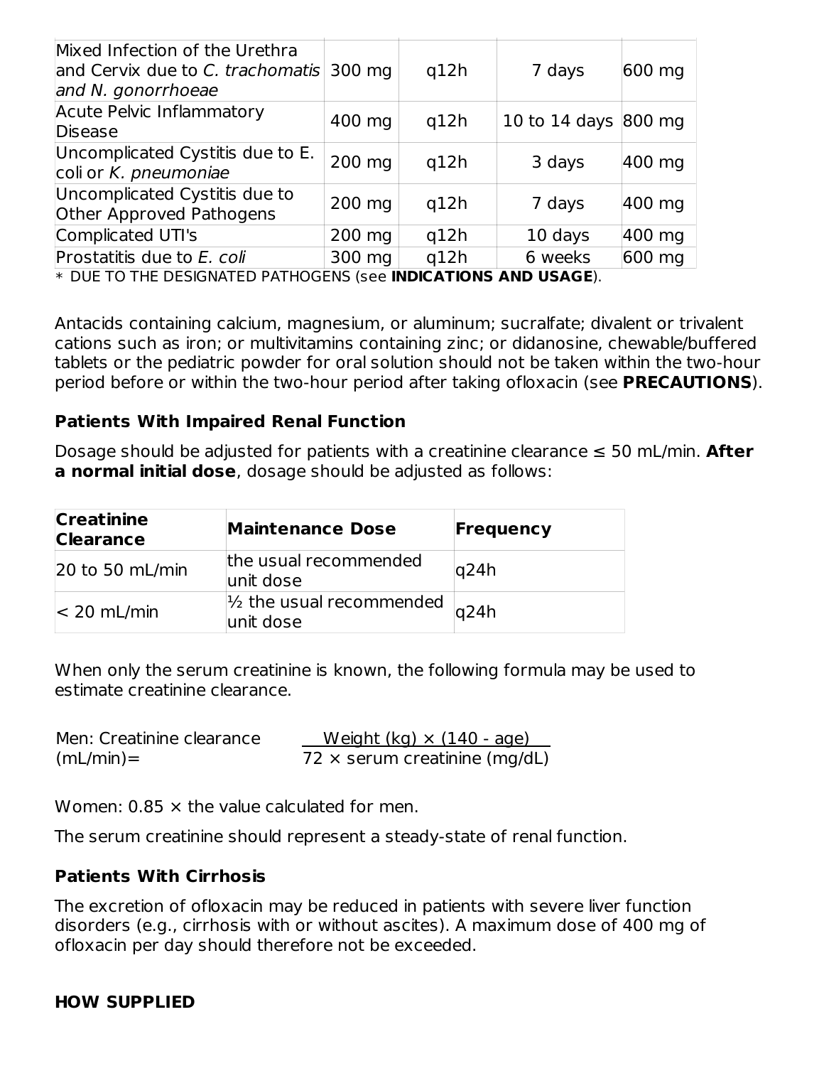| Mixed Infection of the Urethra and Cervix due to *C. trachomatis and N. gonorrhoeae* | 300 mg | q12h | 7 days | 600 mg |
|---|---|---|---|---|
| Acute Pelvic Inflammatory Disease | 400 mg | q12h | 10 to 14 days | 800 mg |
| Uncomplicated Cystitis due to E. coli or *K. pneumoniae* | 200 mg | q12h | 3 days | 400 mg |
| Uncomplicated Cystitis due to Other Approved Pathogens | 200 mg | q12h | 7 days | 400 mg |
| Complicated UTI's | 200 mg | q12h | 10 days | 400 mg |
| Prostatitis due to *E. coli* | 300 mg | q12h | 6 weeks | 600 mg |

* DUE TO THE DESIGNATED PATHOGENS (see **INDICATIONS AND USAGE**).

Antacids containing calcium, magnesium, or aluminum; sucralfate; divalent or trivalent cations such as iron; or multivitamins containing zinc; or didanosine, chewable/buffered tablets or the pediatric powder for oral solution should not be taken within the two-hour period before or within the two-hour period after taking ofloxacin (see **PRECAUTIONS**).

**Patients With Impaired Renal Function**

Dosage should be adjusted for patients with a creatinine clearance ≤ 50 mL/min. **After a normal initial dose**, dosage should be adjusted as follows:

| Creatinine Clearance | Maintenance Dose | Frequency |
|---|---|---|
| 20 to 50 mL/min | the usual recommended unit dose | q24h |
| < 20 mL/min | ½ the usual recommended unit dose | q24h |

When only the serum creatinine is known, the following formula may be used to estimate creatinine clearance.

$$\text{Men: Creatinine clearance (mL/min)} = \frac{\text{Weight (kg)} \times (140 - \text{age})}{72 \times \text{serum creatinine (mg/dL)}}$$

Women: 0.85 × the value calculated for men.

The serum creatinine should represent a steady-state of renal function.

**Patients With Cirrhosis**

The excretion of ofloxacin may be reduced in patients with severe liver function disorders (e.g., cirrhosis with or without ascites). A maximum dose of 400 mg of ofloxacin per day should therefore not be exceeded.

**HOW SUPPLIED**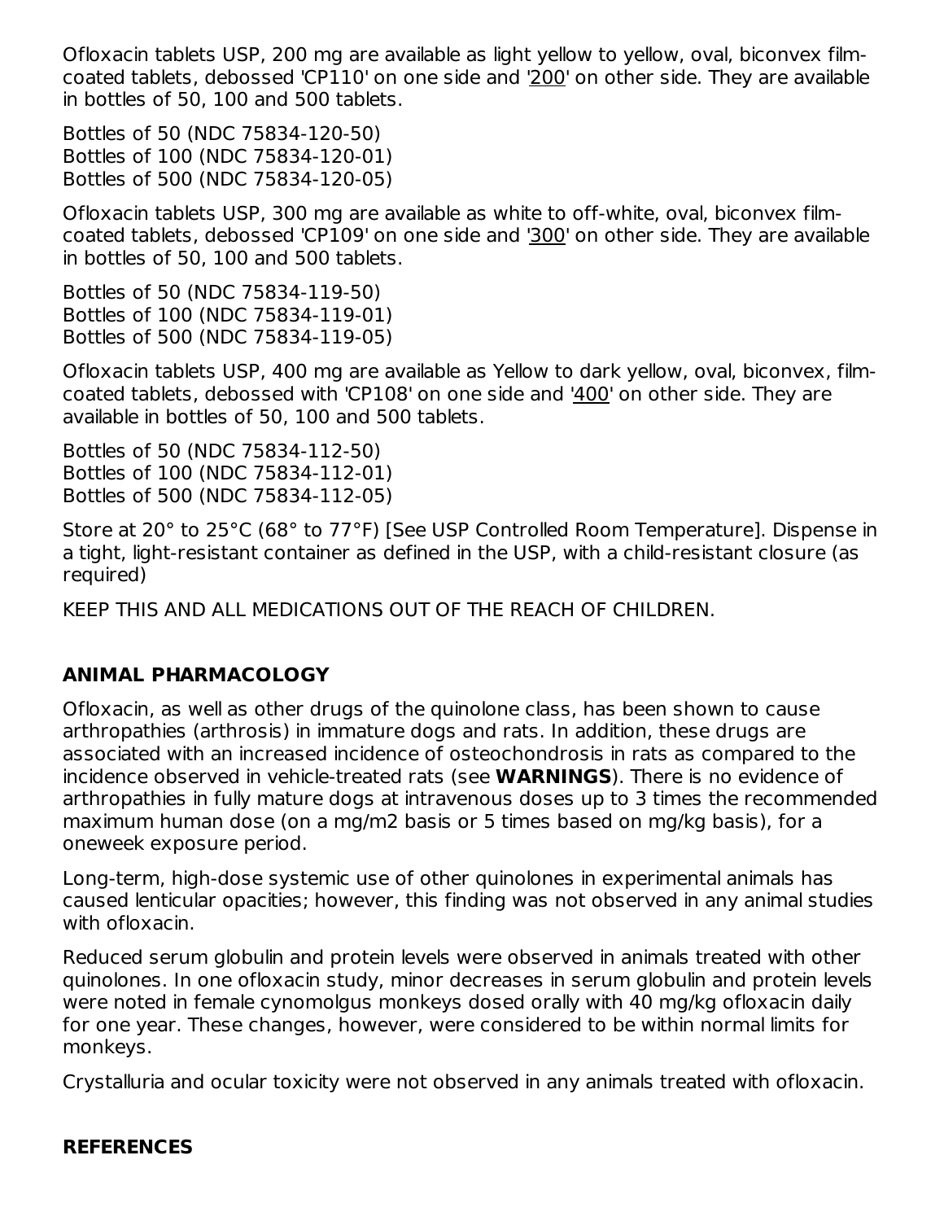Ofloxacin tablets USP, 200 mg are available as light yellow to yellow, oval, biconvex film-coated tablets, debossed 'CP110' on one side and '200' on other side. They are available in bottles of 50, 100 and 500 tablets.

Bottles of 50 (NDC 75834-120-50)
Bottles of 100 (NDC 75834-120-01)
Bottles of 500 (NDC 75834-120-05)

Ofloxacin tablets USP, 300 mg are available as white to off-white, oval, biconvex film-coated tablets, debossed 'CP109' on one side and '300' on other side. They are available in bottles of 50, 100 and 500 tablets.

Bottles of 50 (NDC 75834-119-50)
Bottles of 100 (NDC 75834-119-01)
Bottles of 500 (NDC 75834-119-05)

Ofloxacin tablets USP, 400 mg are available as Yellow to dark yellow, oval, biconvex, film-coated tablets, debossed with 'CP108' on one side and '400' on other side. They are available in bottles of 50, 100 and 500 tablets.

Bottles of 50 (NDC 75834-112-50)
Bottles of 100 (NDC 75834-112-01)
Bottles of 500 (NDC 75834-112-05)

Store at 20° to 25°C (68° to 77°F) [See USP Controlled Room Temperature]. Dispense in a tight, light-resistant container as defined in the USP, with a child-resistant closure (as required)

KEEP THIS AND ALL MEDICATIONS OUT OF THE REACH OF CHILDREN.

## ANIMAL PHARMACOLOGY

Ofloxacin, as well as other drugs of the quinolone class, has been shown to cause arthropathies (arthrosis) in immature dogs and rats. In addition, these drugs are associated with an increased incidence of osteochondrosis in rats as compared to the incidence observed in vehicle-treated rats (see **WARNINGS**). There is no evidence of arthropathies in fully mature dogs at intravenous doses up to 3 times the recommended maximum human dose (on a mg/m2 basis or 5 times based on mg/kg basis), for a oneweek exposure period.

Long-term, high-dose systemic use of other quinolones in experimental animals has caused lenticular opacities; however, this finding was not observed in any animal studies with ofloxacin.

Reduced serum globulin and protein levels were observed in animals treated with other quinolones. In one ofloxacin study, minor decreases in serum globulin and protein levels were noted in female cynomolgus monkeys dosed orally with 40 mg/kg ofloxacin daily for one year. These changes, however, were considered to be within normal limits for monkeys.

Crystalluria and ocular toxicity were not observed in any animals treated with ofloxacin.

## REFERENCES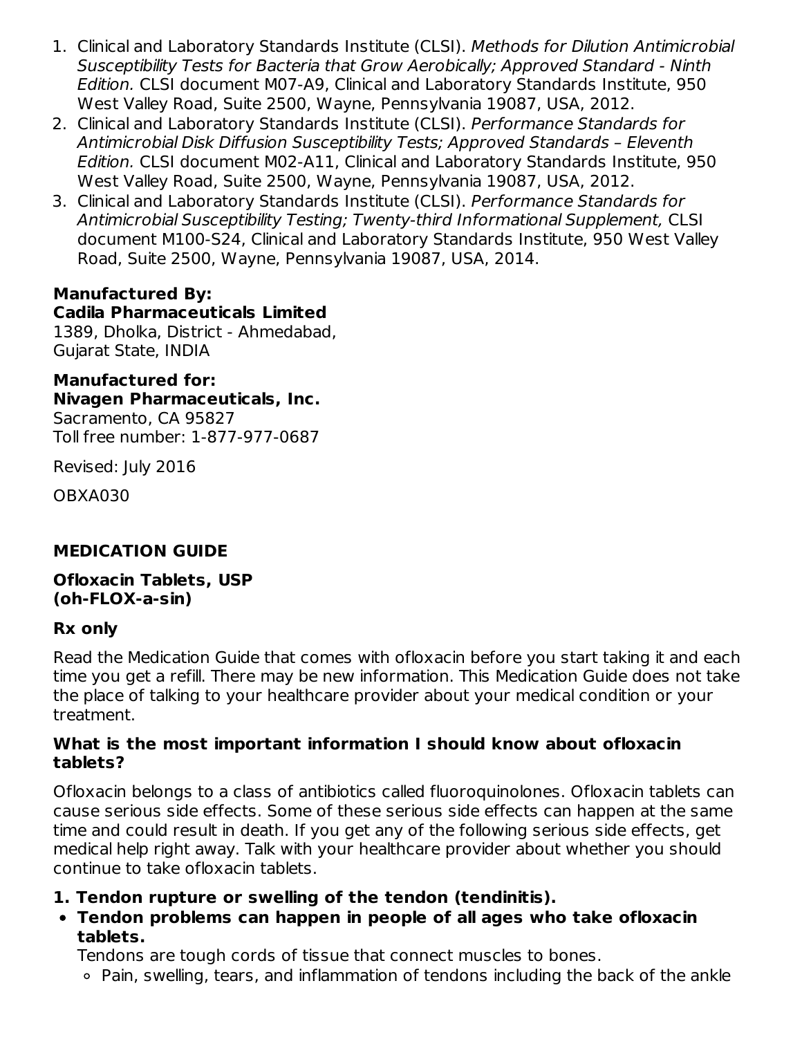1. Clinical and Laboratory Standards Institute (CLSI). *Methods for Dilution Antimicrobial Susceptibility Tests for Bacteria that Grow Aerobically; Approved Standard - Ninth Edition.* CLSI document M07-A9, Clinical and Laboratory Standards Institute, 950 West Valley Road, Suite 2500, Wayne, Pennsylvania 19087, USA, 2012.
2. Clinical and Laboratory Standards Institute (CLSI). *Performance Standards for Antimicrobial Disk Diffusion Susceptibility Tests; Approved Standards – Eleventh Edition.* CLSI document M02-A11, Clinical and Laboratory Standards Institute, 950 West Valley Road, Suite 2500, Wayne, Pennsylvania 19087, USA, 2012.
3. Clinical and Laboratory Standards Institute (CLSI). *Performance Standards for Antimicrobial Susceptibility Testing; Twenty-third Informational Supplement,* CLSI document M100-S24, Clinical and Laboratory Standards Institute, 950 West Valley Road, Suite 2500, Wayne, Pennsylvania 19087, USA, 2014.

**Manufactured By:**
**Cadila Pharmaceuticals Limited**
1389, Dholka, District - Ahmedabad,
Gujarat State, INDIA

**Manufactured for:**
**Nivagen Pharmaceuticals, Inc.**
Sacramento, CA 95827
Toll free number: 1-877-977-0687

Revised: July 2016

OBXA030

## MEDICATION GUIDE

**Ofloxacin Tablets, USP**
**(oh-FLOX-a-sin)**

**Rx only**

Read the Medication Guide that comes with ofloxacin before you start taking it and each time you get a refill. There may be new information. This Medication Guide does not take the place of talking to your healthcare provider about your medical condition or your treatment.

### What is the most important information I should know about ofloxacin tablets?

Ofloxacin belongs to a class of antibiotics called fluoroquinolones. Ofloxacin tablets can cause serious side effects. Some of these serious side effects can happen at the same time and could result in death. If you get any of the following serious side effects, get medical help right away. Talk with your healthcare provider about whether you should continue to take ofloxacin tablets.

**1. Tendon rupture or swelling of the tendon (tendinitis).**

- **Tendon problems can happen in people of all ages who take ofloxacin tablets.**
  Tendons are tough cords of tissue that connect muscles to bones.
  - Pain, swelling, tears, and inflammation of tendons including the back of the ankle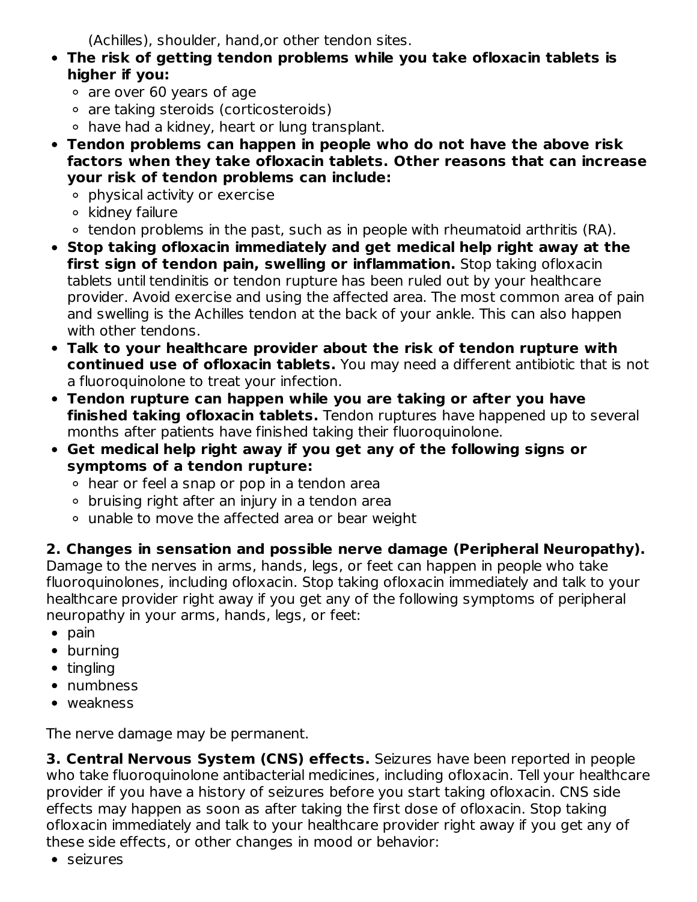(Achilles), shoulder, hand,or other tendon sites.

- **The risk of getting tendon problems while you take ofloxacin tablets is higher if you:**
  - are over 60 years of age
  - are taking steroids (corticosteroids)
  - have had a kidney, heart or lung transplant.
- **Tendon problems can happen in people who do not have the above risk factors when they take ofloxacin tablets. Other reasons that can increase your risk of tendon problems can include:**
  - physical activity or exercise
  - kidney failure
  - tendon problems in the past, such as in people with rheumatoid arthritis (RA).
- **Stop taking ofloxacin immediately and get medical help right away at the first sign of tendon pain, swelling or inflammation.** Stop taking ofloxacin tablets until tendinitis or tendon rupture has been ruled out by your healthcare provider. Avoid exercise and using the affected area. The most common area of pain and swelling is the Achilles tendon at the back of your ankle. This can also happen with other tendons.
- **Talk to your healthcare provider about the risk of tendon rupture with continued use of ofloxacin tablets.** You may need a different antibiotic that is not a fluoroquinolone to treat your infection.
- **Tendon rupture can happen while you are taking or after you have finished taking ofloxacin tablets.** Tendon ruptures have happened up to several months after patients have finished taking their fluoroquinolone.
- **Get medical help right away if you get any of the following signs or symptoms of a tendon rupture:**
  - hear or feel a snap or pop in a tendon area
  - bruising right after an injury in a tendon area
  - unable to move the affected area or bear weight

**2. Changes in sensation and possible nerve damage (Peripheral Neuropathy).** Damage to the nerves in arms, hands, legs, or feet can happen in people who take fluoroquinolones, including ofloxacin. Stop taking ofloxacin immediately and talk to your healthcare provider right away if you get any of the following symptoms of peripheral neuropathy in your arms, hands, legs, or feet:

- pain
- burning
- tingling
- numbness
- weakness

The nerve damage may be permanent.

**3. Central Nervous System (CNS) effects.** Seizures have been reported in people who take fluoroquinolone antibacterial medicines, including ofloxacin. Tell your healthcare provider if you have a history of seizures before you start taking ofloxacin. CNS side effects may happen as soon as after taking the first dose of ofloxacin. Stop taking ofloxacin immediately and talk to your healthcare provider right away if you get any of these side effects, or other changes in mood or behavior:

- seizures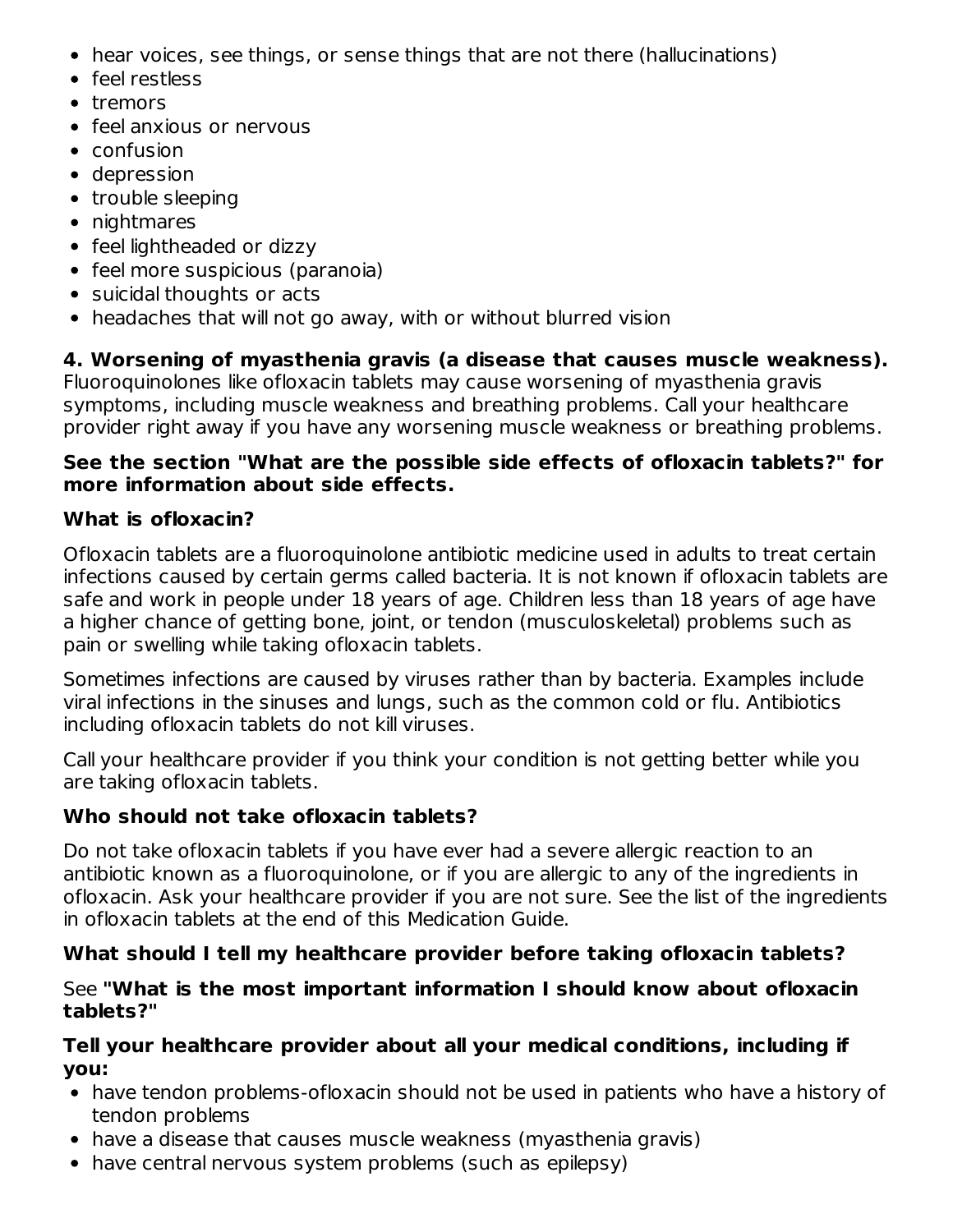- hear voices, see things, or sense things that are not there (hallucinations)
- feel restless
- tremors
- feel anxious or nervous
- confusion
- depression
- trouble sleeping
- nightmares
- feel lightheaded or dizzy
- feel more suspicious (paranoia)
- suicidal thoughts or acts
- headaches that will not go away, with or without blurred vision

**4. Worsening of myasthenia gravis (a disease that causes muscle weakness).** Fluoroquinolones like ofloxacin tablets may cause worsening of myasthenia gravis symptoms, including muscle weakness and breathing problems. Call your healthcare provider right away if you have any worsening muscle weakness or breathing problems.

**See the section "What are the possible side effects of ofloxacin tablets?" for more information about side effects.**

**What is ofloxacin?**

Ofloxacin tablets are a fluoroquinolone antibiotic medicine used in adults to treat certain infections caused by certain germs called bacteria. It is not known if ofloxacin tablets are safe and work in people under 18 years of age. Children less than 18 years of age have a higher chance of getting bone, joint, or tendon (musculoskeletal) problems such as pain or swelling while taking ofloxacin tablets.

Sometimes infections are caused by viruses rather than by bacteria. Examples include viral infections in the sinuses and lungs, such as the common cold or flu. Antibiotics including ofloxacin tablets do not kill viruses.

Call your healthcare provider if you think your condition is not getting better while you are taking ofloxacin tablets.

**Who should not take ofloxacin tablets?**

Do not take ofloxacin tablets if you have ever had a severe allergic reaction to an antibiotic known as a fluoroquinolone, or if you are allergic to any of the ingredients in ofloxacin. Ask your healthcare provider if you are not sure. See the list of the ingredients in ofloxacin tablets at the end of this Medication Guide.

**What should I tell my healthcare provider before taking ofloxacin tablets?**

See **"What is the most important information I should know about ofloxacin tablets?"**

**Tell your healthcare provider about all your medical conditions, including if you:**

- have tendon problems-ofloxacin should not be used in patients who have a history of tendon problems
- have a disease that causes muscle weakness (myasthenia gravis)
- have central nervous system problems (such as epilepsy)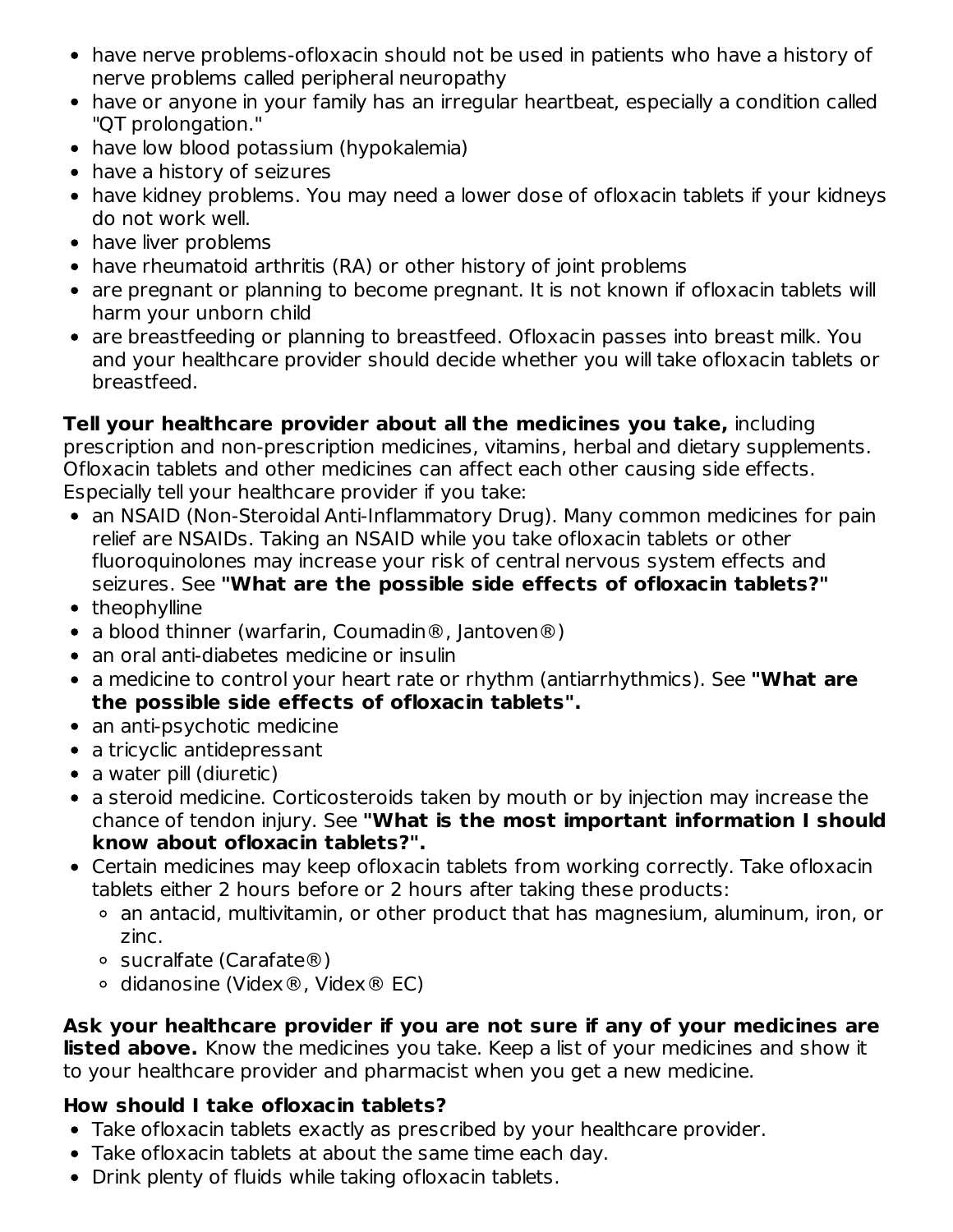- have nerve problems-ofloxacin should not be used in patients who have a history of nerve problems called peripheral neuropathy
- have or anyone in your family has an irregular heartbeat, especially a condition called "QT prolongation."
- have low blood potassium (hypokalemia)
- have a history of seizures
- have kidney problems. You may need a lower dose of ofloxacin tablets if your kidneys do not work well.
- have liver problems
- have rheumatoid arthritis (RA) or other history of joint problems
- are pregnant or planning to become pregnant. It is not known if ofloxacin tablets will harm your unborn child
- are breastfeeding or planning to breastfeed. Ofloxacin passes into breast milk. You and your healthcare provider should decide whether you will take ofloxacin tablets or breastfeed.

**Tell your healthcare provider about all the medicines you take,** including prescription and non-prescription medicines, vitamins, herbal and dietary supplements. Ofloxacin tablets and other medicines can affect each other causing side effects. Especially tell your healthcare provider if you take:

- an NSAID (Non-Steroidal Anti-Inflammatory Drug). Many common medicines for pain relief are NSAIDs. Taking an NSAID while you take ofloxacin tablets or other fluoroquinolones may increase your risk of central nervous system effects and seizures. See **"What are the possible side effects of ofloxacin tablets?"**
- theophylline
- a blood thinner (warfarin, Coumadin®, Jantoven®)
- an oral anti-diabetes medicine or insulin
- a medicine to control your heart rate or rhythm (antiarrhythmics). See **"What are the possible side effects of ofloxacin tablets".**
- an anti-psychotic medicine
- a tricyclic antidepressant
- a water pill (diuretic)
- a steroid medicine. Corticosteroids taken by mouth or by injection may increase the chance of tendon injury. See **"What is the most important information I should know about ofloxacin tablets?".**
- Certain medicines may keep ofloxacin tablets from working correctly. Take ofloxacin tablets either 2 hours before or 2 hours after taking these products:
  - an antacid, multivitamin, or other product that has magnesium, aluminum, iron, or zinc.
  - sucralfate (Carafate®)
  - didanosine (Videx®, Videx® EC)

**Ask your healthcare provider if you are not sure if any of your medicines are listed above.** Know the medicines you take. Keep a list of your medicines and show it to your healthcare provider and pharmacist when you get a new medicine.

**How should I take ofloxacin tablets?**

- Take ofloxacin tablets exactly as prescribed by your healthcare provider.
- Take ofloxacin tablets at about the same time each day.
- Drink plenty of fluids while taking ofloxacin tablets.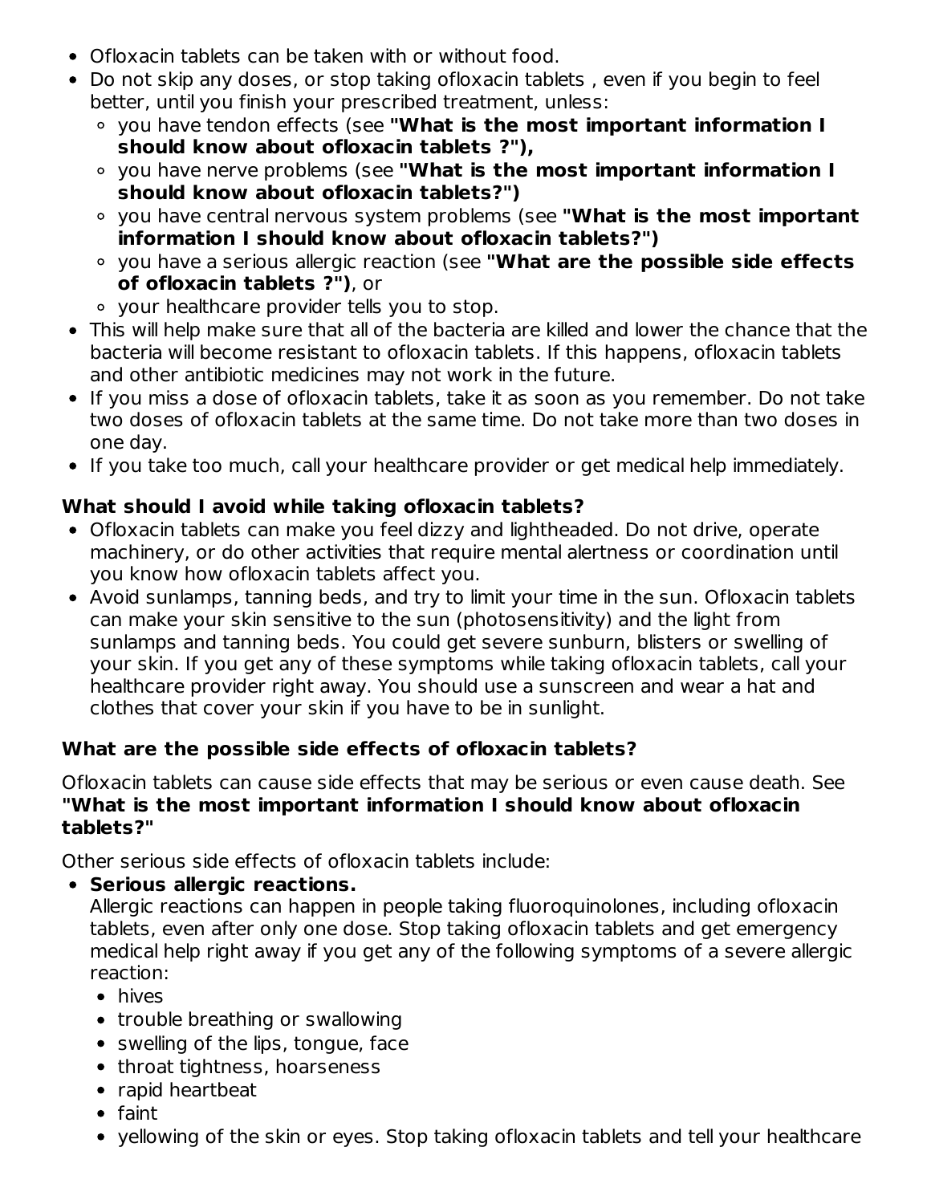- Ofloxacin tablets can be taken with or without food.
- Do not skip any doses, or stop taking ofloxacin tablets , even if you begin to feel better, until you finish your prescribed treatment, unless:
  - you have tendon effects (see **"What is the most important information I should know about ofloxacin tablets ?"),**
  - you have nerve problems (see **"What is the most important information I should know about ofloxacin tablets?")**
  - you have central nervous system problems (see **"What is the most important information I should know about ofloxacin tablets?")**
  - you have a serious allergic reaction (see **"What are the possible side effects of ofloxacin tablets ?")**, or
  - your healthcare provider tells you to stop.
- This will help make sure that all of the bacteria are killed and lower the chance that the bacteria will become resistant to ofloxacin tablets. If this happens, ofloxacin tablets and other antibiotic medicines may not work in the future.
- If you miss a dose of ofloxacin tablets, take it as soon as you remember. Do not take two doses of ofloxacin tablets at the same time. Do not take more than two doses in one day.
- If you take too much, call your healthcare provider or get medical help immediately.

**What should I avoid while taking ofloxacin tablets?**

- Ofloxacin tablets can make you feel dizzy and lightheaded. Do not drive, operate machinery, or do other activities that require mental alertness or coordination until you know how ofloxacin tablets affect you.
- Avoid sunlamps, tanning beds, and try to limit your time in the sun. Ofloxacin tablets can make your skin sensitive to the sun (photosensitivity) and the light from sunlamps and tanning beds. You could get severe sunburn, blisters or swelling of your skin. If you get any of these symptoms while taking ofloxacin tablets, call your healthcare provider right away. You should use a sunscreen and wear a hat and clothes that cover your skin if you have to be in sunlight.

**What are the possible side effects of ofloxacin tablets?**

Ofloxacin tablets can cause side effects that may be serious or even cause death. See **"What is the most important information I should know about ofloxacin tablets?"**

Other serious side effects of ofloxacin tablets include:

- **Serious allergic reactions.**
  Allergic reactions can happen in people taking fluoroquinolones, including ofloxacin tablets, even after only one dose. Stop taking ofloxacin tablets and get emergency medical help right away if you get any of the following symptoms of a severe allergic reaction:
  - hives
  - trouble breathing or swallowing
  - swelling of the lips, tongue, face
  - throat tightness, hoarseness
  - rapid heartbeat
  - faint
  - yellowing of the skin or eyes. Stop taking ofloxacin tablets and tell your healthcare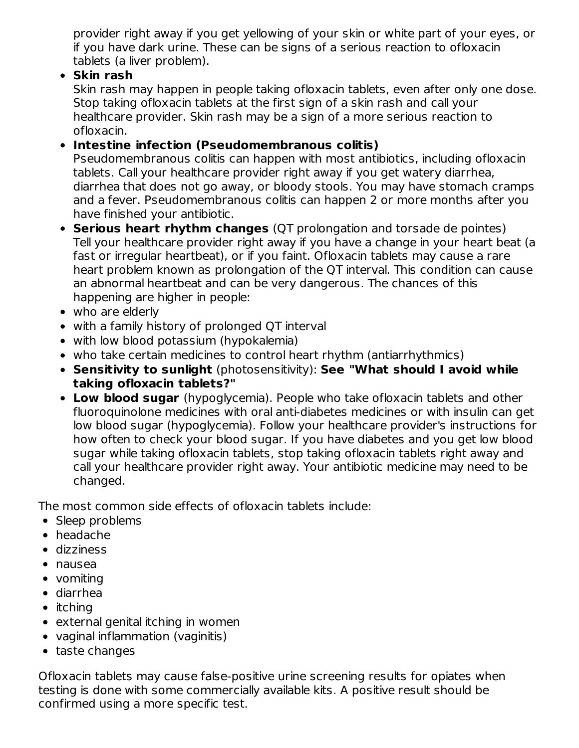provider right away if you get yellowing of your skin or white part of your eyes, or if you have dark urine. These can be signs of a serious reaction to ofloxacin tablets (a liver problem).

- **Skin rash**
  Skin rash may happen in people taking ofloxacin tablets, even after only one dose. Stop taking ofloxacin tablets at the first sign of a skin rash and call your healthcare provider. Skin rash may be a sign of a more serious reaction to ofloxacin.
- **Intestine infection (Pseudomembranous colitis)**
  Pseudomembranous colitis can happen with most antibiotics, including ofloxacin tablets. Call your healthcare provider right away if you get watery diarrhea, diarrhea that does not go away, or bloody stools. You may have stomach cramps and a fever. Pseudomembranous colitis can happen 2 or more months after you have finished your antibiotic.
- **Serious heart rhythm changes** (QT prolongation and torsade de pointes)
  Tell your healthcare provider right away if you have a change in your heart beat (a fast or irregular heartbeat), or if you faint. Ofloxacin tablets may cause a rare heart problem known as prolongation of the QT interval. This condition can cause an abnormal heartbeat and can be very dangerous. The chances of this happening are higher in people:
- who are elderly
- with a family history of prolonged QT interval
- with low blood potassium (hypokalemia)
- who take certain medicines to control heart rhythm (antiarrhythmics)
- **Sensitivity to sunlight** (photosensitivity): **See "What should I avoid while taking ofloxacin tablets?"**
- **Low blood sugar** (hypoglycemia). People who take ofloxacin tablets and other fluoroquinolone medicines with oral anti-diabetes medicines or with insulin can get low blood sugar (hypoglycemia). Follow your healthcare provider's instructions for how often to check your blood sugar. If you have diabetes and you get low blood sugar while taking ofloxacin tablets, stop taking ofloxacin tablets right away and call your healthcare provider right away. Your antibiotic medicine may need to be changed.

The most common side effects of ofloxacin tablets include:

- Sleep problems
- headache
- dizziness
- nausea
- vomiting
- diarrhea
- itching
- external genital itching in women
- vaginal inflammation (vaginitis)
- taste changes

Ofloxacin tablets may cause false-positive urine screening results for opiates when testing is done with some commercially available kits. A positive result should be confirmed using a more specific test.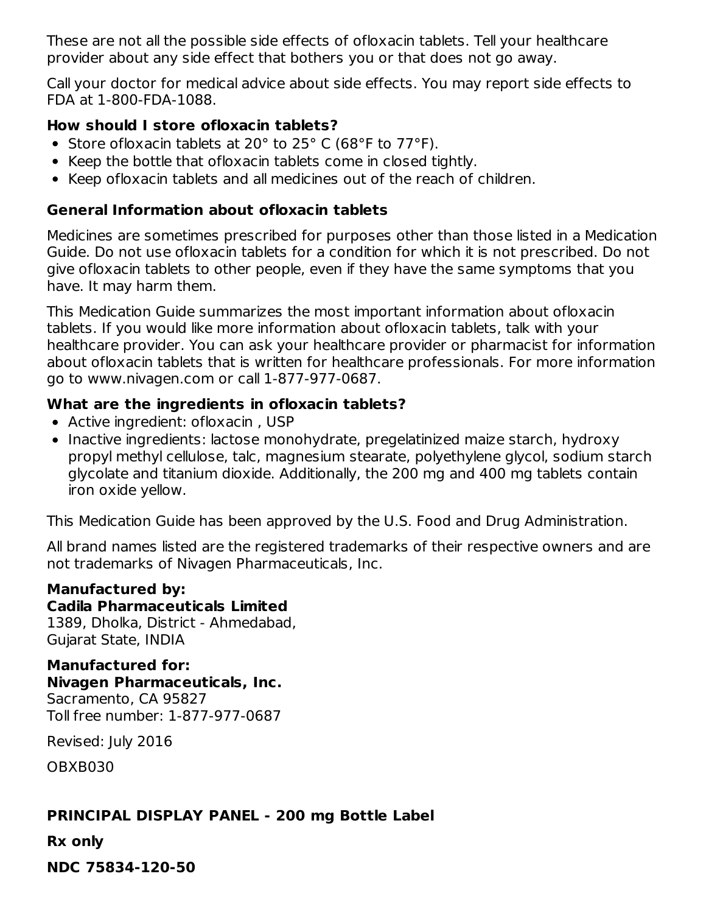These are not all the possible side effects of ofloxacin tablets. Tell your healthcare provider about any side effect that bothers you or that does not go away.

Call your doctor for medical advice about side effects. You may report side effects to FDA at 1-800-FDA-1088.

### How should I store ofloxacin tablets?

- Store ofloxacin tablets at 20° to 25° C (68°F to 77°F).
- Keep the bottle that ofloxacin tablets come in closed tightly.
- Keep ofloxacin tablets and all medicines out of the reach of children.

### General Information about ofloxacin tablets

Medicines are sometimes prescribed for purposes other than those listed in a Medication Guide. Do not use ofloxacin tablets for a condition for which it is not prescribed. Do not give ofloxacin tablets to other people, even if they have the same symptoms that you have. It may harm them.

This Medication Guide summarizes the most important information about ofloxacin tablets. If you would like more information about ofloxacin tablets, talk with your healthcare provider. You can ask your healthcare provider or pharmacist for information about ofloxacin tablets that is written for healthcare professionals. For more information go to www.nivagen.com or call 1-877-977-0687.

### What are the ingredients in ofloxacin tablets?

- Active ingredient: ofloxacin , USP
- Inactive ingredients: lactose monohydrate, pregelatinized maize starch, hydroxy propyl methyl cellulose, talc, magnesium stearate, polyethylene glycol, sodium starch glycolate and titanium dioxide. Additionally, the 200 mg and 400 mg tablets contain iron oxide yellow.

This Medication Guide has been approved by the U.S. Food and Drug Administration.

All brand names listed are the registered trademarks of their respective owners and are not trademarks of Nivagen Pharmaceuticals, Inc.

**Manufactured by:**
**Cadila Pharmaceuticals Limited**
1389, Dholka, District - Ahmedabad,
Gujarat State, INDIA

**Manufactured for:**
**Nivagen Pharmaceuticals, Inc.**
Sacramento, CA 95827
Toll free number: 1-877-977-0687

Revised: July 2016

OBXB030

**PRINCIPAL DISPLAY PANEL - 200 mg Bottle Label**

**Rx only**

**NDC 75834-120-50**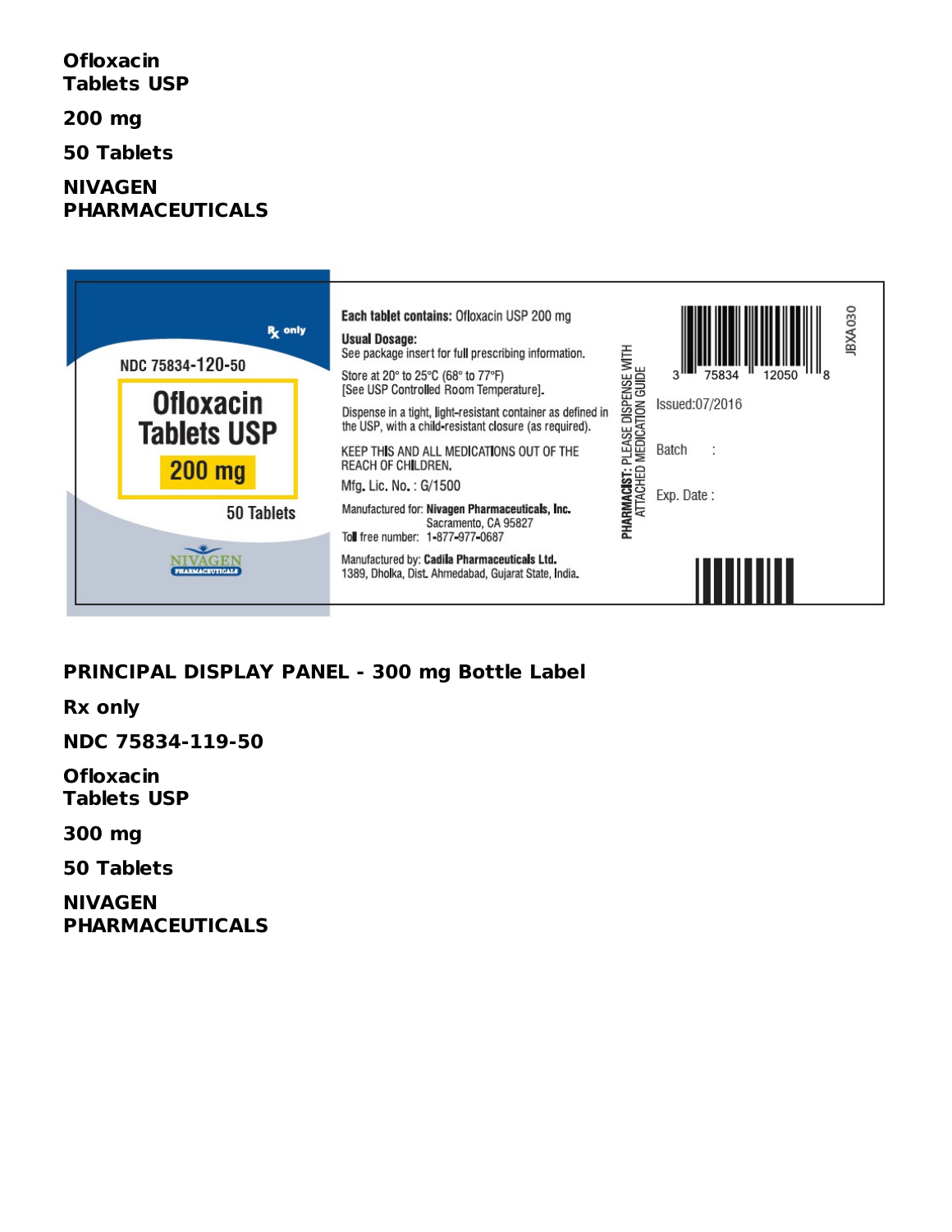**Ofloxacin Tablets USP**

**200 mg**

**50 Tablets**

**NIVAGEN PHARMACEUTICALS**

Rx only

NDC 75834-120-50

Ofloxacin Tablets USP

200 mg

50 Tablets

NIVAGEN PHARMACEUTICALS

**Each tablet contains:** Ofloxacin USP 200 mg

**Usual Dosage:**
See package insert for full prescribing information.

Store at 20° to 25°C (68° to 77°F)
[See USP Controlled Room Temperature].

Dispense in a tight, light-resistant container as defined in the USP, with a child-resistant closure (as required).

KEEP THIS AND ALL MEDICATIONS OUT OF THE REACH OF CHILDREN.

Mfg. Lic. No. : G/1500

Manufactured for: **Nivagen Pharmaceuticals, Inc.**
Sacramento, CA 95827
Toll free number: 1-877-977-0687

Manufactured by: **Cadila Pharmaceuticals Ltd.**
1389, Dholka, Dist. Ahmedabad, Gujarat State, India.

**PHARMACIST:** PLEASE DISPENSE WITH ATTACHED MEDICATION GUIDE

3 75834 12050 8

Issued:07/2016

Batch :

Exp. Date :

JBXA030

**PRINCIPAL DISPLAY PANEL - 300 mg Bottle Label**

**Rx only**

**NDC 75834-119-50**

**Ofloxacin Tablets USP**

**300 mg**

**50 Tablets**

**NIVAGEN PHARMACEUTICALS**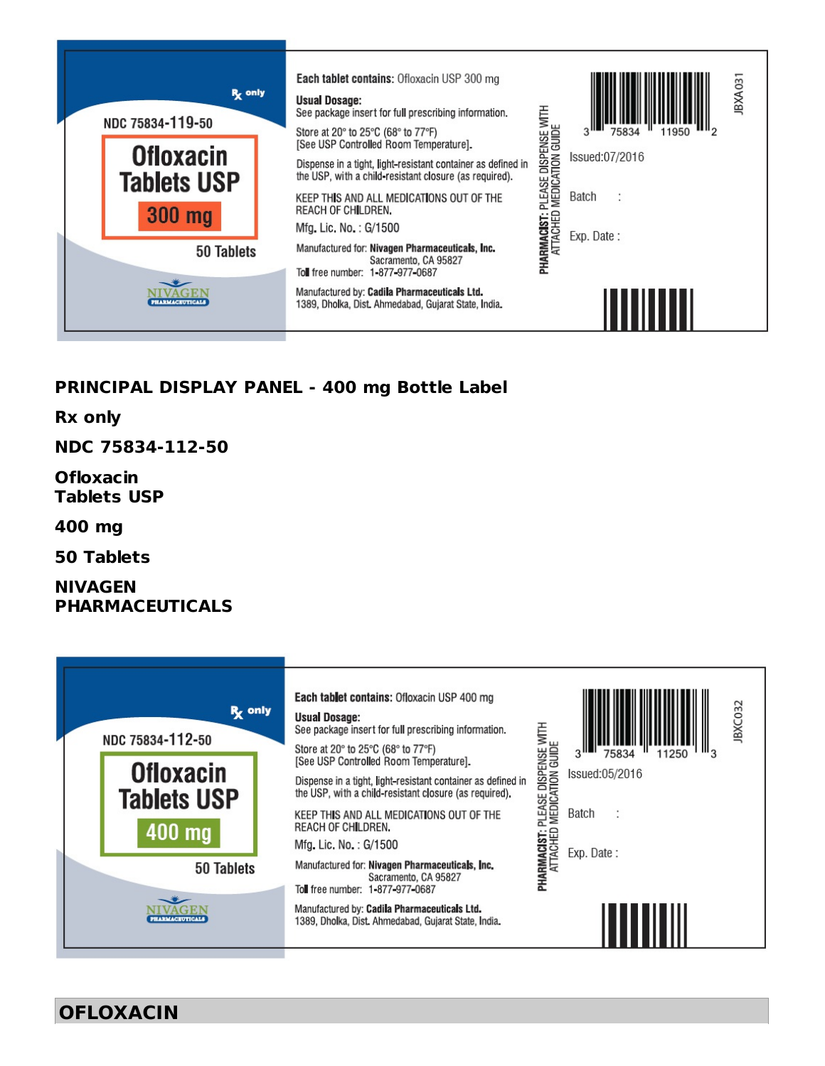Rx only

NDC 75834-119-50

Ofloxacin Tablets USP

300 mg

50 Tablets

NIVAGEN PHARMACEUTICALS

**Each tablet contains:** Ofloxacin USP 300 mg

**Usual Dosage:**
See package insert for full prescribing information.

Store at 20° to 25°C (68° to 77°F)
[See USP Controlled Room Temperature].

Dispense in a tight, light-resistant container as defined in the USP, with a child-resistant closure (as required).

KEEP THIS AND ALL MEDICATIONS OUT OF THE REACH OF CHILDREN.

Mfg. Lic. No. : G/1500

Manufactured for: **Nivagen Pharmaceuticals, Inc.**
Sacramento, CA 95827
Toll free number: 1-877-977-0687

Manufactured by: **Cadila Pharmaceuticals Ltd.**
1389, Dholka, Dist. Ahmedabad, Gujarat State, India.

**PHARMACIST:** PLEASE DISPENSE WITH ATTACHED MEDICATION GUIDE

3 75834 11950 2

Issued:07/2016

Batch :

Exp. Date :

JBXA031

**PRINCIPAL DISPLAY PANEL - 400 mg Bottle Label**

**Rx only**

**NDC 75834-112-50**

**Ofloxacin**
**Tablets USP**

**400 mg**

**50 Tablets**

**NIVAGEN**
**PHARMACEUTICALS**

Rx only

NDC 75834-112-50

Ofloxacin Tablets USP

400 mg

50 Tablets

NIVAGEN PHARMACEUTICALS

**Each tablet contains:** Ofloxacin USP 400 mg

**Usual Dosage:**
See package insert for full prescribing information.

Store at 20° to 25°C (68° to 77°F)
[See USP Controlled Room Temperature].

Dispense in a tight, light-resistant container as defined in the USP, with a child-resistant closure (as required).

KEEP THIS AND ALL MEDICATIONS OUT OF THE REACH OF CHILDREN.

Mfg. Lic. No. : G/1500

Manufactured for: **Nivagen Pharmaceuticals, Inc.**
Sacramento, CA 95827
Toll free number: 1-877-977-0687

Manufactured by: **Cadila Pharmaceuticals Ltd.**
1389, Dholka, Dist. Ahmedabad, Gujarat State, India.

**PHARMACIST:** PLEASE DISPENSE WITH ATTACHED MEDICATION GUIDE

3 75834 11250 3

Issued:05/2016

Batch :

Exp. Date :

JBXC032

## OFLOXACIN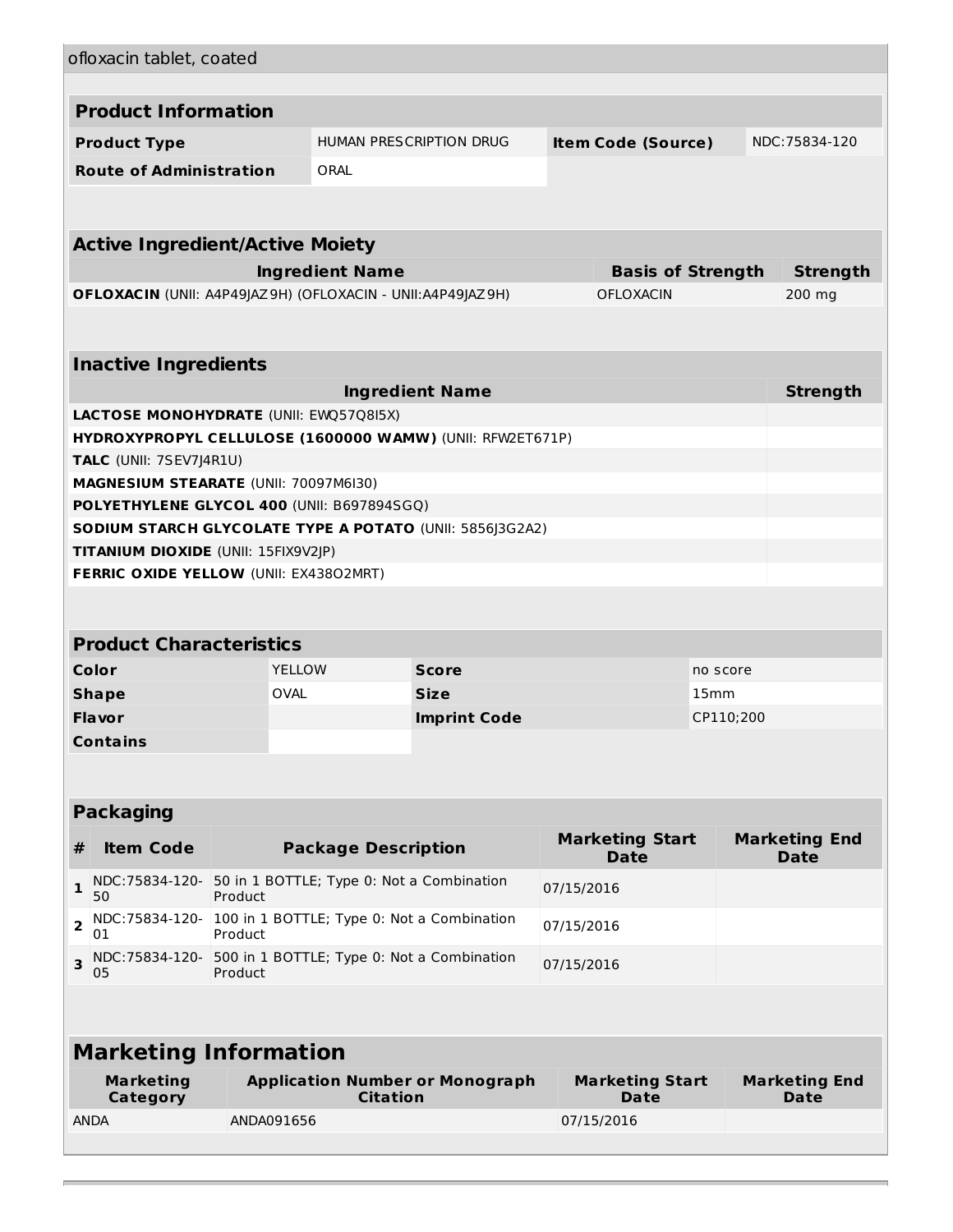ofloxacin tablet, coated

## Product Information

| | | | |
|---|---|---|---|
| **Product Type** | HUMAN PRESCRIPTION DRUG | **Item Code (Source)** | NDC:75834-120 |
| **Route of Administration** | ORAL | | |

## Active Ingredient/Active Moiety

| Ingredient Name | Basis of Strength | Strength |
|---|---|---|
| **OFLOXACIN** (UNII: A4P49JAZ9H) (OFLOXACIN - UNII:A4P49JAZ9H) | OFLOXACIN | 200 mg |

## Inactive Ingredients

| Ingredient Name | Strength |
|---|---|
| **LACTOSE MONOHYDRATE** (UNII: EWQ57Q8I5X) | |
| **HYDROXYPROPYL CELLULOSE (1600000 WAMW)** (UNII: RFW2ET671P) | |
| **TALC** (UNII: 7SEV7J4R1U) | |
| **MAGNESIUM STEARATE** (UNII: 70097M6I30) | |
| **POLYETHYLENE GLYCOL 400** (UNII: B697894SGQ) | |
| **SODIUM STARCH GLYCOLATE TYPE A POTATO** (UNII: 5856J3G2A2) | |
| **TITANIUM DIOXIDE** (UNII: 15FIX9V2JP) | |
| **FERRIC OXIDE YELLOW** (UNII: EX438O2MRT) | |

## Product Characteristics

| | | | |
|---|---|---|---|
| **Color** | YELLOW | **Score** | no score |
| **Shape** | OVAL | **Size** | 15mm |
| **Flavor** | | **Imprint Code** | CP110;200 |
| **Contains** | | | |

## Packaging

| # | Item Code | Package Description | Marketing Start Date | Marketing End Date |
|---|---|---|---|---|
| 1 | NDC:75834-120-50 | 50 in 1 BOTTLE; Type 0: Not a Combination Product | 07/15/2016 | |
| 2 | NDC:75834-120-01 | 100 in 1 BOTTLE; Type 0: Not a Combination Product | 07/15/2016 | |
| 3 | NDC:75834-120-05 | 500 in 1 BOTTLE; Type 0: Not a Combination Product | 07/15/2016 | |

## Marketing Information

| Marketing Category | Application Number or Monograph Citation | Marketing Start Date | Marketing End Date |
|---|---|---|---|
| ANDA | ANDA091656 | 07/15/2016 | |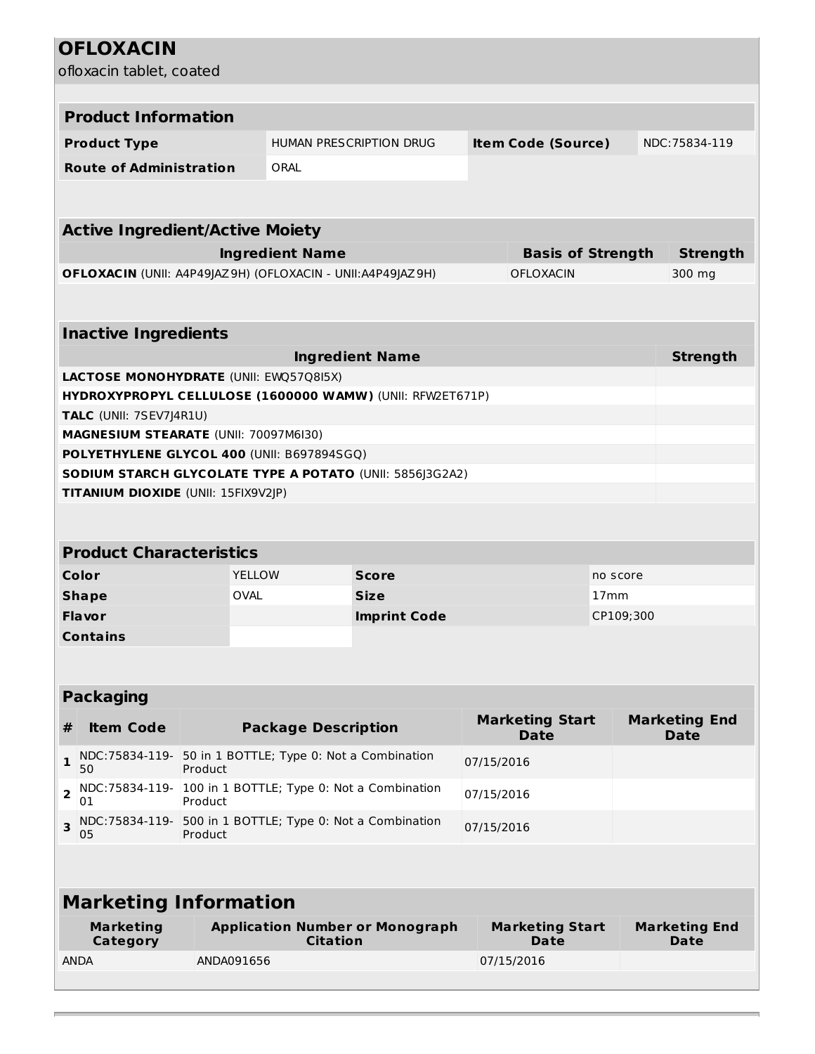# OFLOXACIN

ofloxacin tablet, coated

| **Product Information** | | | |
|---|---|---|---|
| **Product Type** | HUMAN PRESCRIPTION DRUG | **Item Code (Source)** | NDC:75834-119 |
| **Route of Administration** | ORAL | | |

| **Active Ingredient/Active Moiety** | | |
|---|---|---|
| **Ingredient Name** | **Basis of Strength** | **Strength** |
| **OFLOXACIN** (UNII: A4P49JAZ9H) (OFLOXACIN - UNII:A4P49JAZ9H) | OFLOXACIN | 300 mg |

| **Inactive Ingredients** | |
|---|---|
| **Ingredient Name** | **Strength** |
| **LACTOSE MONOHYDRATE** (UNII: EWQ57Q8I5X) | |
| **HYDROXYPROPYL CELLULOSE (1600000 WAMW)** (UNII: RFW2ET671P) | |
| **TALC** (UNII: 7SEV7J4R1U) | |
| **MAGNESIUM STEARATE** (UNII: 70097M6I30) | |
| **POLYETHYLENE GLYCOL 400** (UNII: B697894SGQ) | |
| **SODIUM STARCH GLYCOLATE TYPE A POTATO** (UNII: 5856J3G2A2) | |
| **TITANIUM DIOXIDE** (UNII: 15FIX9V2JP) | |

| **Product Characteristics** | | | |
|---|---|---|---|
| **Color** | YELLOW | **Score** | no score |
| **Shape** | OVAL | **Size** | 17mm |
| **Flavor** | | **Imprint Code** | CP109;300 |
| **Contains** | | | |

| **Packaging** | | | | |
|---|---|---|---|---|
| **#** | **Item Code** | **Package Description** | **Marketing Start Date** | **Marketing End Date** |
| **1** | NDC:75834-119-50 | 50 in 1 BOTTLE; Type 0: Not a Combination Product | 07/15/2016 | |
| **2** | NDC:75834-119-01 | 100 in 1 BOTTLE; Type 0: Not a Combination Product | 07/15/2016 | |
| **3** | NDC:75834-119-05 | 500 in 1 BOTTLE; Type 0: Not a Combination Product | 07/15/2016 | |

| **Marketing Information** | | | |
|---|---|---|---|
| **Marketing Category** | **Application Number or Monograph Citation** | **Marketing Start Date** | **Marketing End Date** |
| ANDA | ANDA091656 | 07/15/2016 | |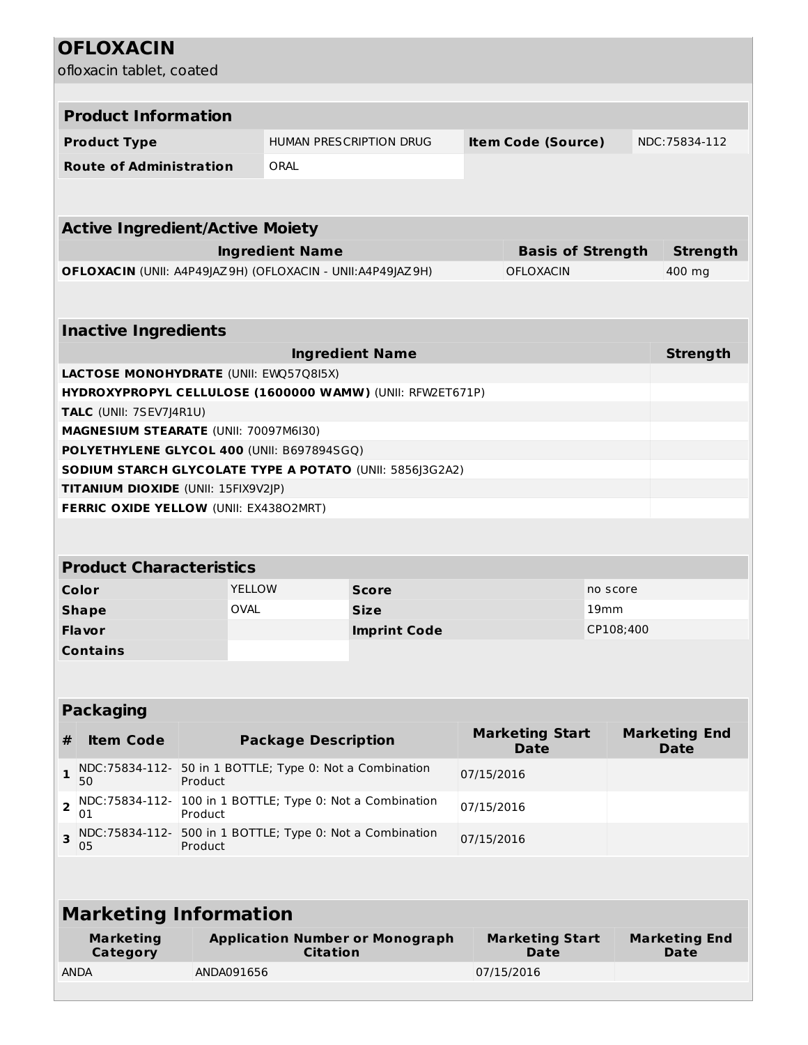# OFLOXACIN

ofloxacin tablet, coated

## Product Information

| Product Type | HUMAN PRESCRIPTION DRUG | Item Code (Source) | NDC:75834-112 |
|---|---|---|---|
| Route of Administration | ORAL | | |

## Active Ingredient/Active Moiety

| Ingredient Name | Basis of Strength | Strength |
|---|---|---|
| **OFLOXACIN** (UNII: A4P49JAZ9H) (OFLOXACIN - UNII:A4P49JAZ9H) | OFLOXACIN | 400 mg |

## Inactive Ingredients

| Ingredient Name | Strength |
|---|---|
| **LACTOSE MONOHYDRATE** (UNII: EWQ57Q8I5X) | |
| **HYDROXYPROPYL CELLULOSE (1600000 WAMW)** (UNII: RFW2ET671P) | |
| **TALC** (UNII: 7SEV7J4R1U) | |
| **MAGNESIUM STEARATE** (UNII: 70097M6I30) | |
| **POLYETHYLENE GLYCOL 400** (UNII: B697894SGQ) | |
| **SODIUM STARCH GLYCOLATE TYPE A POTATO** (UNII: 5856J3G2A2) | |
| **TITANIUM DIOXIDE** (UNII: 15FIX9V2JP) | |
| **FERRIC OXIDE YELLOW** (UNII: EX438O2MRT) | |

## Product Characteristics

| Color | YELLOW | Score | no score |
|---|---|---|---|
| Shape | OVAL | Size | 19mm |
| Flavor | | Imprint Code | CP108;400 |
| Contains | | | |

## Packaging

| # | Item Code | Package Description | Marketing Start Date | Marketing End Date |
|---|---|---|---|---|
| 1 | NDC:75834-112-50 | 50 in 1 BOTTLE; Type 0: Not a Combination Product | 07/15/2016 | |
| 2 | NDC:75834-112-01 | 100 in 1 BOTTLE; Type 0: Not a Combination Product | 07/15/2016 | |
| 3 | NDC:75834-112-05 | 500 in 1 BOTTLE; Type 0: Not a Combination Product | 07/15/2016 | |

## Marketing Information

| Marketing Category | Application Number or Monograph Citation | Marketing Start Date | Marketing End Date |
|---|---|---|---|
| ANDA | ANDA091656 | 07/15/2016 | |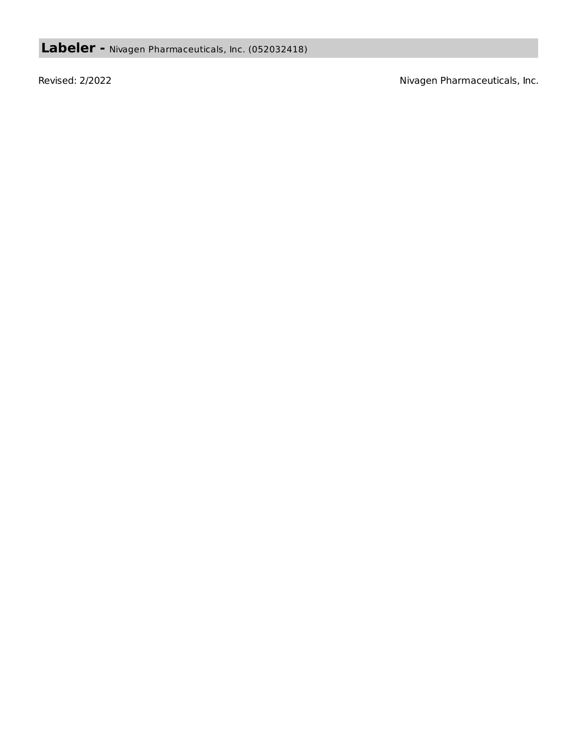**Labeler -** Nivagen Pharmaceuticals, Inc. (052032418)

Revised: 2/2022

Nivagen Pharmaceuticals, Inc.